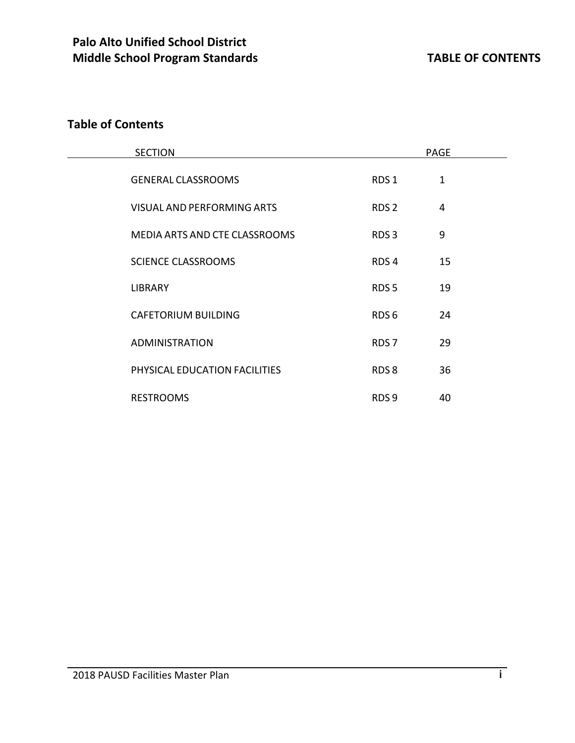**Palo Alto Unified School District**
**Middle School Program Standards**

**TABLE OF CONTENTS**

## Table of Contents

| SECTION | | PAGE |
| --- | --- | --- |
| GENERAL CLASSROOMS | RDS 1 | 1 |
| VISUAL AND PERFORMING ARTS | RDS 2 | 4 |
| MEDIA ARTS AND CTE CLASSROOMS | RDS 3 | 9 |
| SCIENCE CLASSROOMS | RDS 4 | 15 |
| LIBRARY | RDS 5 | 19 |
| CAFETORIUM BUILDING | RDS 6 | 24 |
| ADMINISTRATION | RDS 7 | 29 |
| PHYSICAL EDUCATION FACILITIES | RDS 8 | 36 |
| RESTROOMS | RDS 9 | 40 |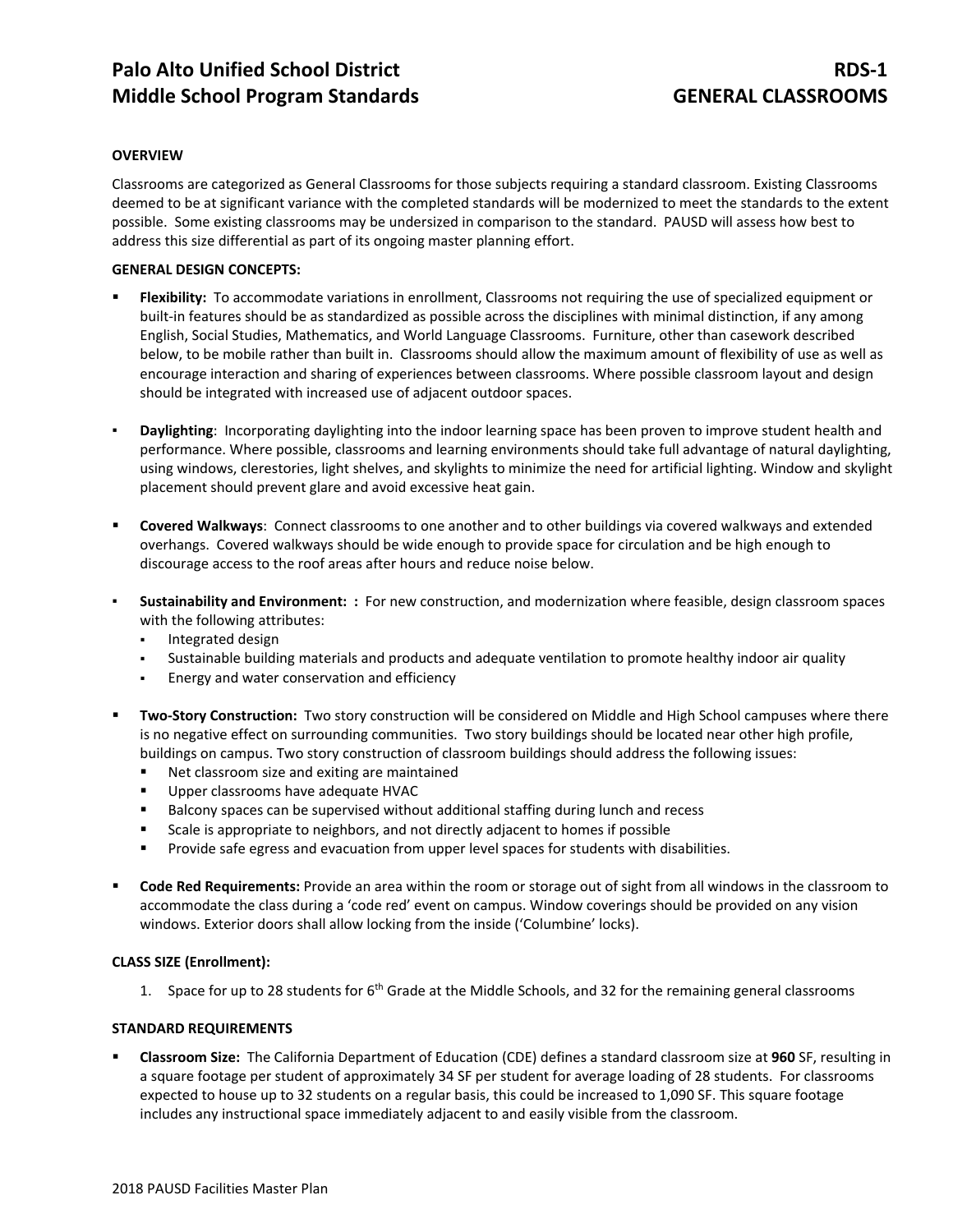**OVERVIEW**

Classrooms are categorized as General Classrooms for those subjects requiring a standard classroom. Existing Classrooms deemed to be at significant variance with the completed standards will be modernized to meet the standards to the extent possible. Some existing classrooms may be undersized in comparison to the standard. PAUSD will assess how best to address this size differential as part of its ongoing master planning effort.

**GENERAL DESIGN CONCEPTS:**

- **Flexibility:** To accommodate variations in enrollment, Classrooms not requiring the use of specialized equipment or built-in features should be as standardized as possible across the disciplines with minimal distinction, if any among English, Social Studies, Mathematics, and World Language Classrooms. Furniture, other than casework described below, to be mobile rather than built in. Classrooms should allow the maximum amount of flexibility of use as well as encourage interaction and sharing of experiences between classrooms. Where possible classroom layout and design should be integrated with increased use of adjacent outdoor spaces.

- **Daylighting**: Incorporating daylighting into the indoor learning space has been proven to improve student health and performance. Where possible, classrooms and learning environments should take full advantage of natural daylighting, using windows, clerestories, light shelves, and skylights to minimize the need for artificial lighting. Window and skylight placement should prevent glare and avoid excessive heat gain.

- **Covered Walkways**: Connect classrooms to one another and to other buildings via covered walkways and extended overhangs. Covered walkways should be wide enough to provide space for circulation and be high enough to discourage access to the roof areas after hours and reduce noise below.

- **Sustainability and Environment: :** For new construction, and modernization where feasible, design classroom spaces with the following attributes:
  - Integrated design
  - Sustainable building materials and products and adequate ventilation to promote healthy indoor air quality
  - Energy and water conservation and efficiency

- **Two-Story Construction:** Two story construction will be considered on Middle and High School campuses where there is no negative effect on surrounding communities. Two story buildings should be located near other high profile, buildings on campus. Two story construction of classroom buildings should address the following issues:
  - Net classroom size and exiting are maintained
  - Upper classrooms have adequate HVAC
  - Balcony spaces can be supervised without additional staffing during lunch and recess
  - Scale is appropriate to neighbors, and not directly adjacent to homes if possible
  - Provide safe egress and evacuation from upper level spaces for students with disabilities.

- **Code Red Requirements:** Provide an area within the room or storage out of sight from all windows in the classroom to accommodate the class during a 'code red' event on campus. Window coverings should be provided on any vision windows. Exterior doors shall allow locking from the inside ('Columbine' locks).

**CLASS SIZE (Enrollment):**

1. Space for up to 28 students for 6th Grade at the Middle Schools, and 32 for the remaining general classrooms

**STANDARD REQUIREMENTS**

- **Classroom Size:** The California Department of Education (CDE) defines a standard classroom size at **960** SF, resulting in a square footage per student of approximately 34 SF per student for average loading of 28 students. For classrooms expected to house up to 32 students on a regular basis, this could be increased to 1,090 SF. This square footage includes any instructional space immediately adjacent to and easily visible from the classroom.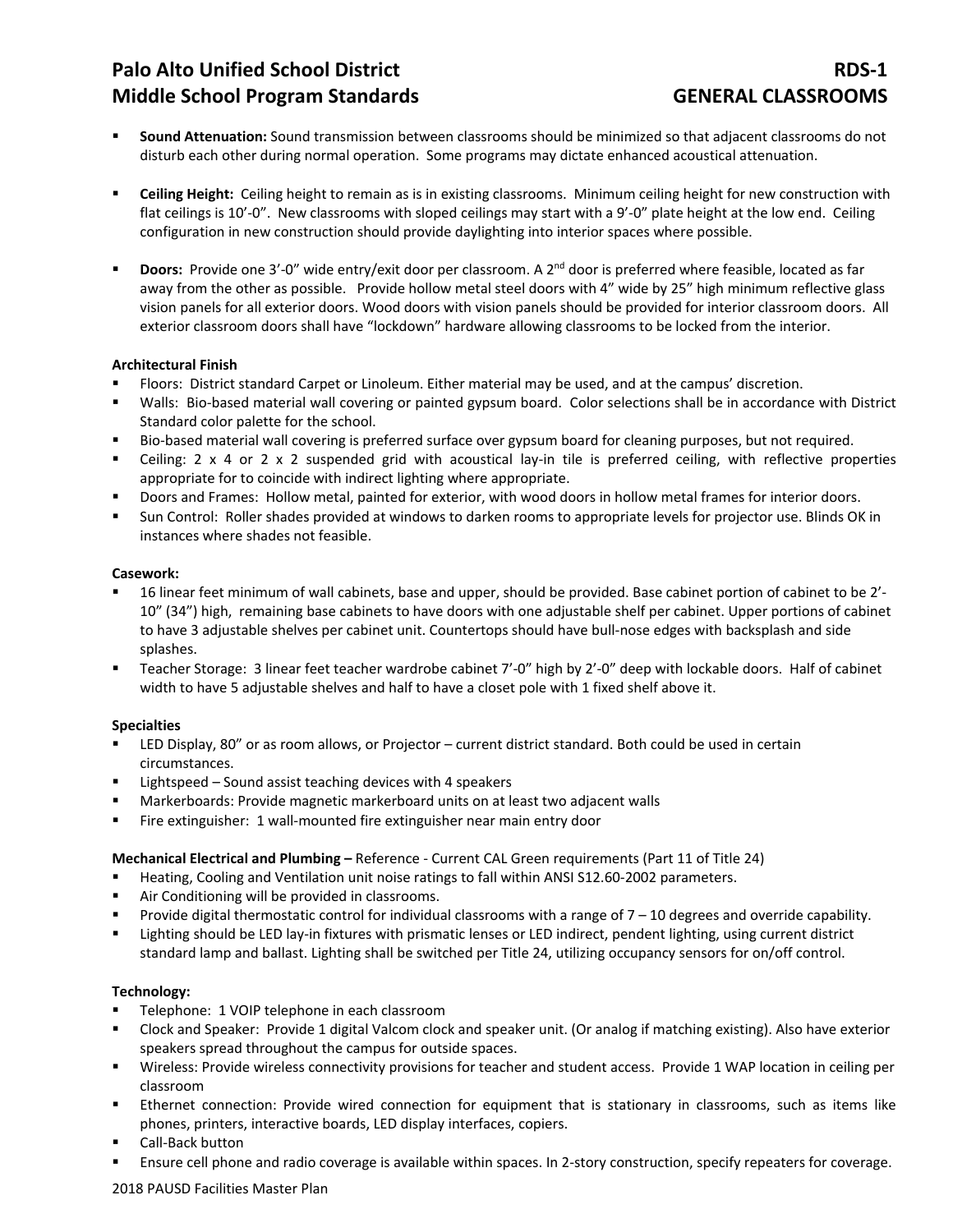- **Sound Attenuation:** Sound transmission between classrooms should be minimized so that adjacent classrooms do not disturb each other during normal operation. Some programs may dictate enhanced acoustical attenuation.

- **Ceiling Height:** Ceiling height to remain as is in existing classrooms. Minimum ceiling height for new construction with flat ceilings is 10'-0". New classrooms with sloped ceilings may start with a 9'-0" plate height at the low end. Ceiling configuration in new construction should provide daylighting into interior spaces where possible.

- **Doors:** Provide one 3'-0" wide entry/exit door per classroom. A 2nd door is preferred where feasible, located as far away from the other as possible. Provide hollow metal steel doors with 4" wide by 25" high minimum reflective glass vision panels for all exterior doors. Wood doors with vision panels should be provided for interior classroom doors. All exterior classroom doors shall have "lockdown" hardware allowing classrooms to be locked from the interior.

**Architectural Finish**

- Floors: District standard Carpet or Linoleum. Either material may be used, and at the campus' discretion.
- Walls: Bio-based material wall covering or painted gypsum board. Color selections shall be in accordance with District Standard color palette for the school.
- Bio-based material wall covering is preferred surface over gypsum board for cleaning purposes, but not required.
- Ceiling: 2 x 4 or 2 x 2 suspended grid with acoustical lay-in tile is preferred ceiling, with reflective properties appropriate for to coincide with indirect lighting where appropriate.
- Doors and Frames: Hollow metal, painted for exterior, with wood doors in hollow metal frames for interior doors.
- Sun Control: Roller shades provided at windows to darken rooms to appropriate levels for projector use. Blinds OK in instances where shades not feasible.

**Casework:**

- 16 linear feet minimum of wall cabinets, base and upper, should be provided. Base cabinet portion of cabinet to be 2'-10" (34") high, remaining base cabinets to have doors with one adjustable shelf per cabinet. Upper portions of cabinet to have 3 adjustable shelves per cabinet unit. Countertops should have bull-nose edges with backsplash and side splashes.
- Teacher Storage: 3 linear feet teacher wardrobe cabinet 7'-0" high by 2'-0" deep with lockable doors. Half of cabinet width to have 5 adjustable shelves and half to have a closet pole with 1 fixed shelf above it.

**Specialties**

- LED Display, 80" or as room allows, or Projector – current district standard. Both could be used in certain circumstances.
- Lightspeed – Sound assist teaching devices with 4 speakers
- Markerboards: Provide magnetic markerboard units on at least two adjacent walls
- Fire extinguisher: 1 wall-mounted fire extinguisher near main entry door

**Mechanical Electrical and Plumbing –** Reference - Current CAL Green requirements (Part 11 of Title 24)

- Heating, Cooling and Ventilation unit noise ratings to fall within ANSI S12.60-2002 parameters.
- Air Conditioning will be provided in classrooms.
- Provide digital thermostatic control for individual classrooms with a range of 7 – 10 degrees and override capability.
- Lighting should be LED lay-in fixtures with prismatic lenses or LED indirect, pendent lighting, using current district standard lamp and ballast. Lighting shall be switched per Title 24, utilizing occupancy sensors for on/off control.

**Technology:**

- Telephone: 1 VOIP telephone in each classroom
- Clock and Speaker: Provide 1 digital Valcom clock and speaker unit. (Or analog if matching existing). Also have exterior speakers spread throughout the campus for outside spaces.
- Wireless: Provide wireless connectivity provisions for teacher and student access. Provide 1 WAP location in ceiling per classroom
- Ethernet connection: Provide wired connection for equipment that is stationary in classrooms, such as items like phones, printers, interactive boards, LED display interfaces, copiers.
- Call-Back button
- Ensure cell phone and radio coverage is available within spaces. In 2-story construction, specify repeaters for coverage.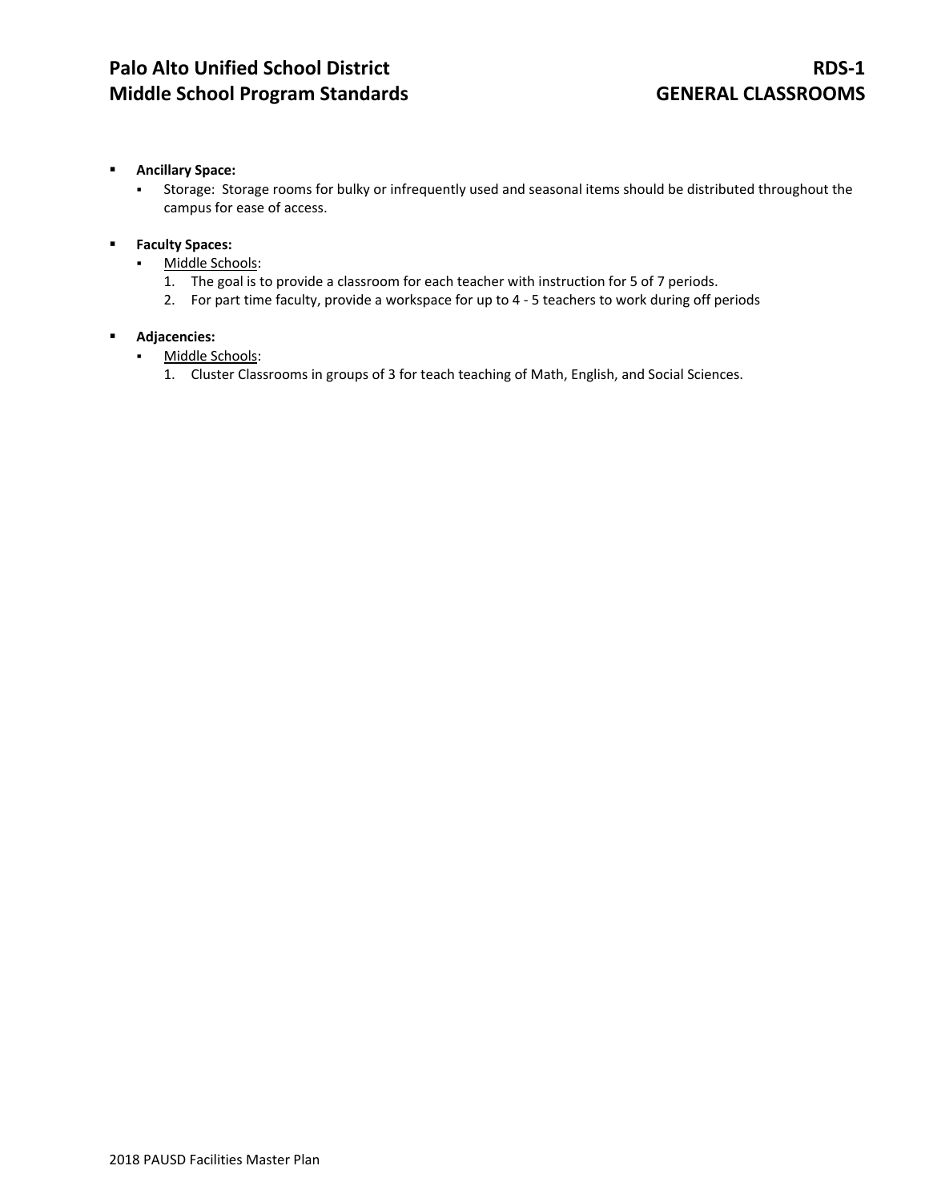- **Ancillary Space:**
  - Storage: Storage rooms for bulky or infrequently used and seasonal items should be distributed throughout the campus for ease of access.

- **Faculty Spaces:**
  - <u>Middle Schools</u>:
    1. The goal is to provide a classroom for each teacher with instruction for 5 of 7 periods.
    2. For part time faculty, provide a workspace for up to 4 - 5 teachers to work during off periods

- **Adjacencies:**
  - <u>Middle Schools</u>:
    1. Cluster Classrooms in groups of 3 for teach teaching of Math, English, and Social Sciences.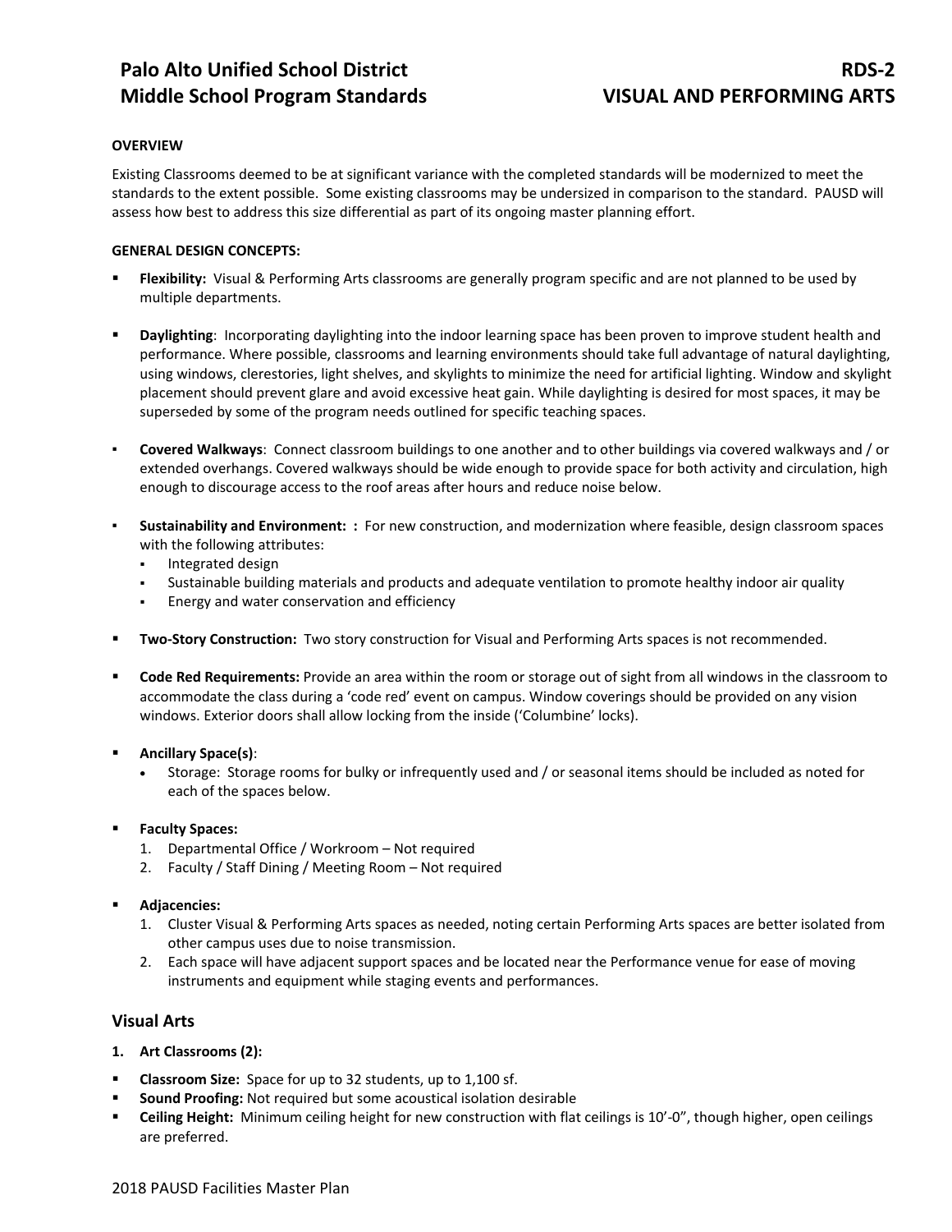**OVERVIEW**

Existing Classrooms deemed to be at significant variance with the completed standards will be modernized to meet the standards to the extent possible. Some existing classrooms may be undersized in comparison to the standard. PAUSD will assess how best to address this size differential as part of its ongoing master planning effort.

**GENERAL DESIGN CONCEPTS:**

- **Flexibility:** Visual & Performing Arts classrooms are generally program specific and are not planned to be used by multiple departments.
- **Daylighting**: Incorporating daylighting into the indoor learning space has been proven to improve student health and performance. Where possible, classrooms and learning environments should take full advantage of natural daylighting, using windows, clerestories, light shelves, and skylights to minimize the need for artificial lighting. Window and skylight placement should prevent glare and avoid excessive heat gain. While daylighting is desired for most spaces, it may be superseded by some of the program needs outlined for specific teaching spaces.
- **Covered Walkways**: Connect classroom buildings to one another and to other buildings via covered walkways and / or extended overhangs. Covered walkways should be wide enough to provide space for both activity and circulation, high enough to discourage access to the roof areas after hours and reduce noise below.
- **Sustainability and Environment: :** For new construction, and modernization where feasible, design classroom spaces with the following attributes:
  - Integrated design
  - Sustainable building materials and products and adequate ventilation to promote healthy indoor air quality
  - Energy and water conservation and efficiency
- **Two-Story Construction:** Two story construction for Visual and Performing Arts spaces is not recommended.
- **Code Red Requirements:** Provide an area within the room or storage out of sight from all windows in the classroom to accommodate the class during a 'code red' event on campus. Window coverings should be provided on any vision windows. Exterior doors shall allow locking from the inside ('Columbine' locks).
- **Ancillary Space(s)**:
  - Storage: Storage rooms for bulky or infrequently used and / or seasonal items should be included as noted for each of the spaces below.
- **Faculty Spaces:**
  1. Departmental Office / Workroom – Not required
  2. Faculty / Staff Dining / Meeting Room – Not required
- **Adjacencies:**
  1. Cluster Visual & Performing Arts spaces as needed, noting certain Performing Arts spaces are better isolated from other campus uses due to noise transmission.
  2. Each space will have adjacent support spaces and be located near the Performance venue for ease of moving instruments and equipment while staging events and performances.

## Visual Arts

**1. Art Classrooms (2):**

- **Classroom Size:** Space for up to 32 students, up to 1,100 sf.
- **Sound Proofing:** Not required but some acoustical isolation desirable
- **Ceiling Height:** Minimum ceiling height for new construction with flat ceilings is 10'-0", though higher, open ceilings are preferred.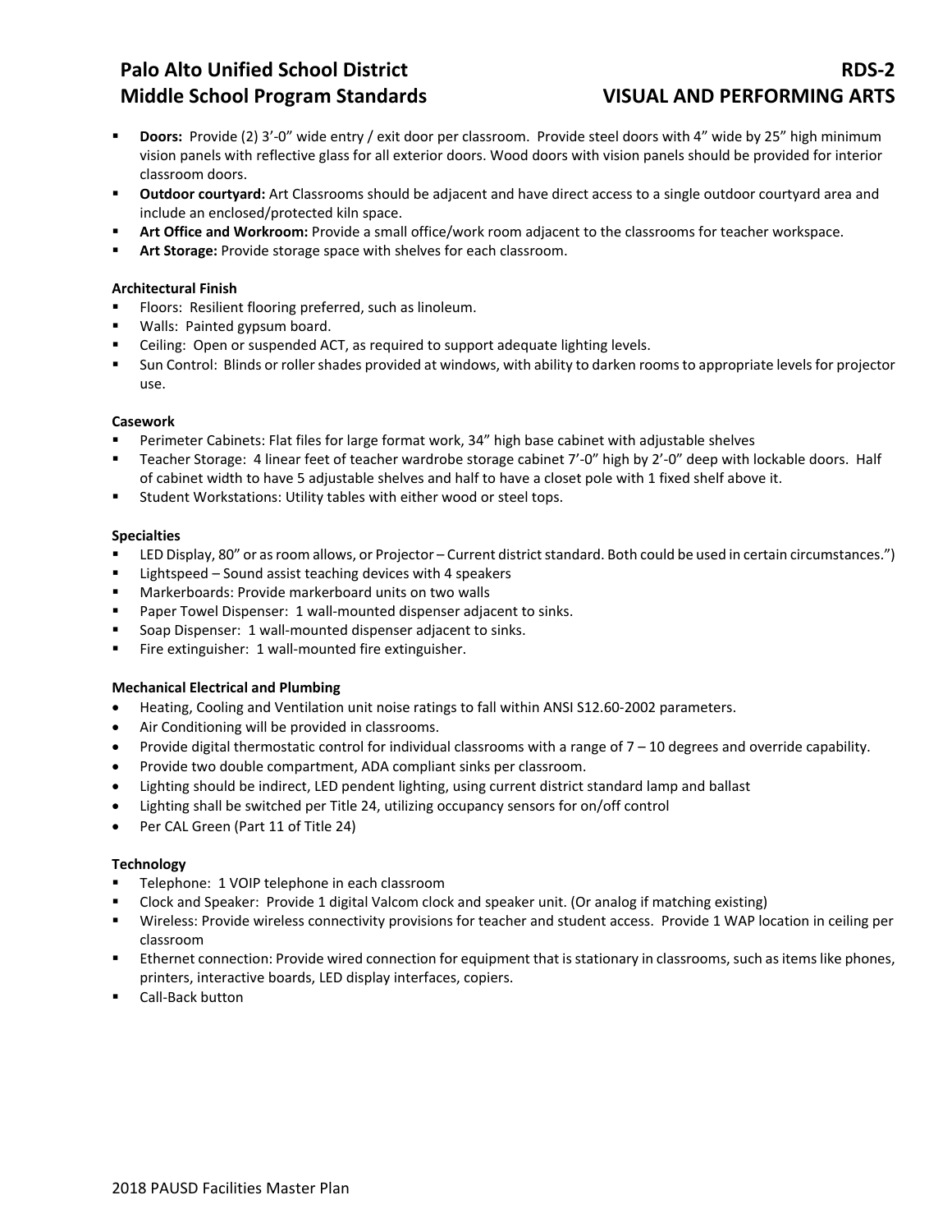- **Doors:** Provide (2) 3'-0" wide entry / exit door per classroom. Provide steel doors with 4" wide by 25" high minimum vision panels with reflective glass for all exterior doors. Wood doors with vision panels should be provided for interior classroom doors.
- **Outdoor courtyard:** Art Classrooms should be adjacent and have direct access to a single outdoor courtyard area and include an enclosed/protected kiln space.
- **Art Office and Workroom:** Provide a small office/work room adjacent to the classrooms for teacher workspace.
- **Art Storage:** Provide storage space with shelves for each classroom.

**Architectural Finish**

- Floors: Resilient flooring preferred, such as linoleum.
- Walls: Painted gypsum board.
- Ceiling: Open or suspended ACT, as required to support adequate lighting levels.
- Sun Control: Blinds or roller shades provided at windows, with ability to darken rooms to appropriate levels for projector use.

**Casework**

- Perimeter Cabinets: Flat files for large format work, 34" high base cabinet with adjustable shelves
- Teacher Storage: 4 linear feet of teacher wardrobe storage cabinet 7'-0" high by 2'-0" deep with lockable doors. Half of cabinet width to have 5 adjustable shelves and half to have a closet pole with 1 fixed shelf above it.
- Student Workstations: Utility tables with either wood or steel tops.

**Specialties**

- LED Display, 80" or as room allows, or Projector – Current district standard. Both could be used in certain circumstances.")
- Lightspeed – Sound assist teaching devices with 4 speakers
- Markerboards: Provide markerboard units on two walls
- Paper Towel Dispenser: 1 wall-mounted dispenser adjacent to sinks.
- Soap Dispenser: 1 wall-mounted dispenser adjacent to sinks.
- Fire extinguisher: 1 wall-mounted fire extinguisher.

**Mechanical Electrical and Plumbing**

- Heating, Cooling and Ventilation unit noise ratings to fall within ANSI S12.60-2002 parameters.
- Air Conditioning will be provided in classrooms.
- Provide digital thermostatic control for individual classrooms with a range of 7 – 10 degrees and override capability.
- Provide two double compartment, ADA compliant sinks per classroom.
- Lighting should be indirect, LED pendent lighting, using current district standard lamp and ballast
- Lighting shall be switched per Title 24, utilizing occupancy sensors for on/off control
- Per CAL Green (Part 11 of Title 24)

**Technology**

- Telephone: 1 VOIP telephone in each classroom
- Clock and Speaker: Provide 1 digital Valcom clock and speaker unit. (Or analog if matching existing)
- Wireless: Provide wireless connectivity provisions for teacher and student access. Provide 1 WAP location in ceiling per classroom
- Ethernet connection: Provide wired connection for equipment that is stationary in classrooms, such as items like phones, printers, interactive boards, LED display interfaces, copiers.
- Call-Back button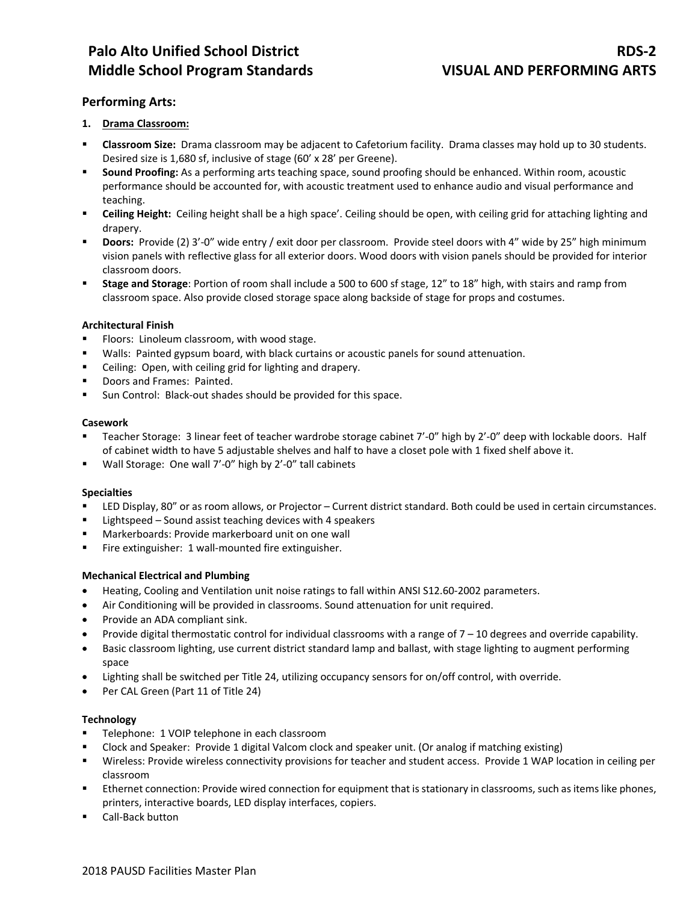# Palo Alto Unified School District
# Middle School Program Standards

## RDS-2
## VISUAL AND PERFORMING ARTS

### Performing Arts:

1. **Drama Classroom:**

- **Classroom Size:** Drama classroom may be adjacent to Cafetorium facility. Drama classes may hold up to 30 students. Desired size is 1,680 sf, inclusive of stage (60' x 28' per Greene).
- **Sound Proofing:** As a performing arts teaching space, sound proofing should be enhanced. Within room, acoustic performance should be accounted for, with acoustic treatment used to enhance audio and visual performance and teaching.
- **Ceiling Height:** Ceiling height shall be a high space'. Ceiling should be open, with ceiling grid for attaching lighting and drapery.
- **Doors:** Provide (2) 3'-0" wide entry / exit door per classroom. Provide steel doors with 4" wide by 25" high minimum vision panels with reflective glass for all exterior doors. Wood doors with vision panels should be provided for interior classroom doors.
- **Stage and Storage**: Portion of room shall include a 500 to 600 sf stage, 12" to 18" high, with stairs and ramp from classroom space. Also provide closed storage space along backside of stage for props and costumes.

#### Architectural Finish

- Floors: Linoleum classroom, with wood stage.
- Walls: Painted gypsum board, with black curtains or acoustic panels for sound attenuation.
- Ceiling: Open, with ceiling grid for lighting and drapery.
- Doors and Frames: Painted.
- Sun Control: Black-out shades should be provided for this space.

#### Casework

- Teacher Storage: 3 linear feet of teacher wardrobe storage cabinet 7'-0" high by 2'-0" deep with lockable doors. Half of cabinet width to have 5 adjustable shelves and half to have a closet pole with 1 fixed shelf above it.
- Wall Storage: One wall 7'-0" high by 2'-0" tall cabinets

#### Specialties

- LED Display, 80" or as room allows, or Projector – Current district standard. Both could be used in certain circumstances.
- Lightspeed – Sound assist teaching devices with 4 speakers
- Markerboards: Provide markerboard unit on one wall
- Fire extinguisher: 1 wall-mounted fire extinguisher.

#### Mechanical Electrical and Plumbing

- Heating, Cooling and Ventilation unit noise ratings to fall within ANSI S12.60-2002 parameters.
- Air Conditioning will be provided in classrooms. Sound attenuation for unit required.
- Provide an ADA compliant sink.
- Provide digital thermostatic control for individual classrooms with a range of 7 – 10 degrees and override capability.
- Basic classroom lighting, use current district standard lamp and ballast, with stage lighting to augment performing space
- Lighting shall be switched per Title 24, utilizing occupancy sensors for on/off control, with override.
- Per CAL Green (Part 11 of Title 24)

#### Technology

- Telephone: 1 VOIP telephone in each classroom
- Clock and Speaker: Provide 1 digital Valcom clock and speaker unit. (Or analog if matching existing)
- Wireless: Provide wireless connectivity provisions for teacher and student access. Provide 1 WAP location in ceiling per classroom
- Ethernet connection: Provide wired connection for equipment that is stationary in classrooms, such as items like phones, printers, interactive boards, LED display interfaces, copiers.
- Call-Back button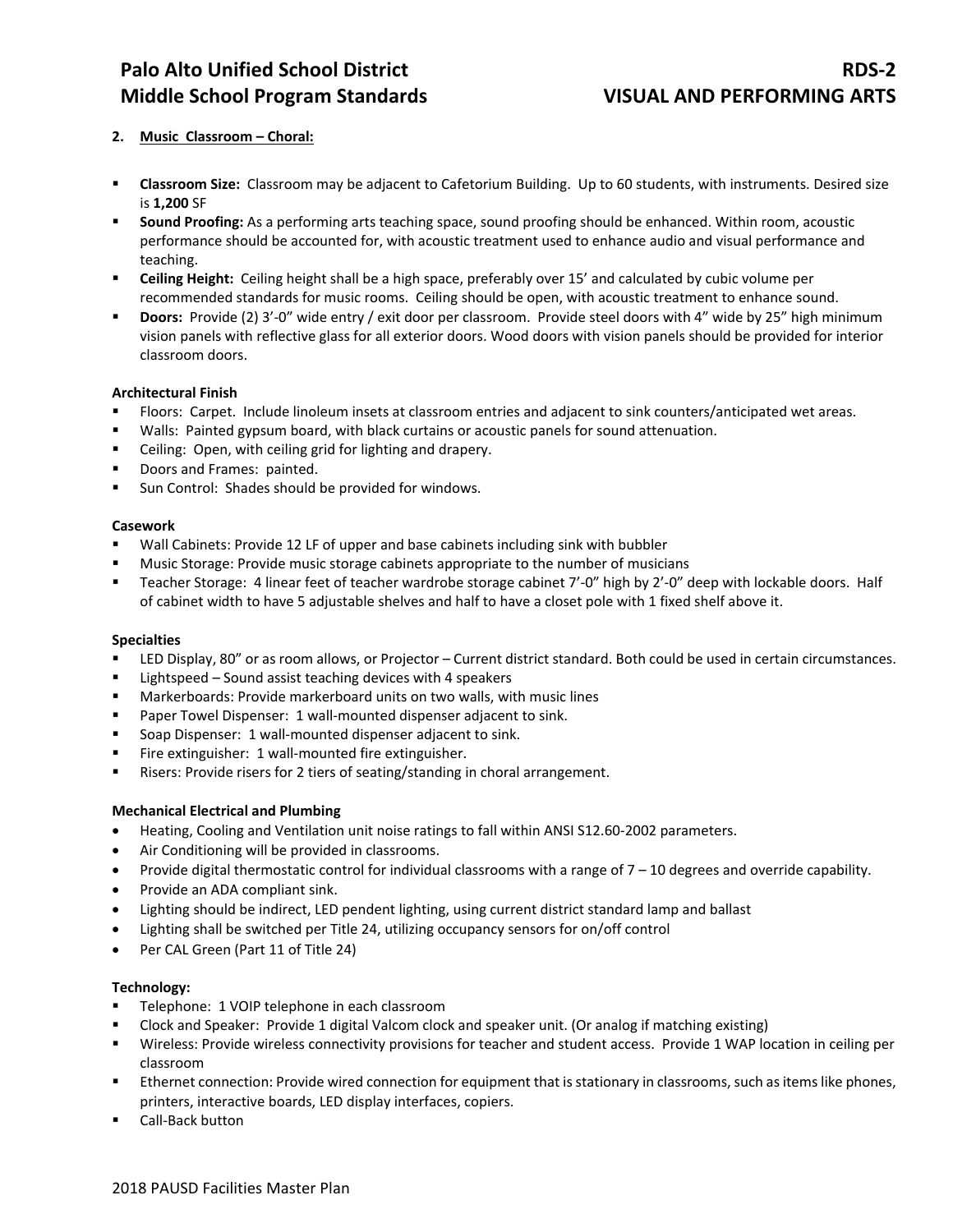## 2. Music Classroom – Choral:

- **Classroom Size:** Classroom may be adjacent to Cafetorium Building. Up to 60 students, with instruments. Desired size is **1,200** SF
- **Sound Proofing:** As a performing arts teaching space, sound proofing should be enhanced. Within room, acoustic performance should be accounted for, with acoustic treatment used to enhance audio and visual performance and teaching.
- **Ceiling Height:** Ceiling height shall be a high space, preferably over 15' and calculated by cubic volume per recommended standards for music rooms. Ceiling should be open, with acoustic treatment to enhance sound.
- **Doors:** Provide (2) 3'-0" wide entry / exit door per classroom. Provide steel doors with 4" wide by 25" high minimum vision panels with reflective glass for all exterior doors. Wood doors with vision panels should be provided for interior classroom doors.

**Architectural Finish**

- Floors: Carpet. Include linoleum insets at classroom entries and adjacent to sink counters/anticipated wet areas.
- Walls: Painted gypsum board, with black curtains or acoustic panels for sound attenuation.
- Ceiling: Open, with ceiling grid for lighting and drapery.
- Doors and Frames: painted.
- Sun Control: Shades should be provided for windows.

**Casework**

- Wall Cabinets: Provide 12 LF of upper and base cabinets including sink with bubbler
- Music Storage: Provide music storage cabinets appropriate to the number of musicians
- Teacher Storage: 4 linear feet of teacher wardrobe storage cabinet 7'-0" high by 2'-0" deep with lockable doors. Half of cabinet width to have 5 adjustable shelves and half to have a closet pole with 1 fixed shelf above it.

**Specialties**

- LED Display, 80" or as room allows, or Projector – Current district standard. Both could be used in certain circumstances.
- Lightspeed – Sound assist teaching devices with 4 speakers
- Markerboards: Provide markerboard units on two walls, with music lines
- Paper Towel Dispenser: 1 wall-mounted dispenser adjacent to sink.
- Soap Dispenser: 1 wall-mounted dispenser adjacent to sink.
- Fire extinguisher: 1 wall-mounted fire extinguisher.
- Risers: Provide risers for 2 tiers of seating/standing in choral arrangement.

**Mechanical Electrical and Plumbing**

- Heating, Cooling and Ventilation unit noise ratings to fall within ANSI S12.60-2002 parameters.
- Air Conditioning will be provided in classrooms.
- Provide digital thermostatic control for individual classrooms with a range of 7 – 10 degrees and override capability.
- Provide an ADA compliant sink.
- Lighting should be indirect, LED pendent lighting, using current district standard lamp and ballast
- Lighting shall be switched per Title 24, utilizing occupancy sensors for on/off control
- Per CAL Green (Part 11 of Title 24)

**Technology:**

- Telephone: 1 VOIP telephone in each classroom
- Clock and Speaker: Provide 1 digital Valcom clock and speaker unit. (Or analog if matching existing)
- Wireless: Provide wireless connectivity provisions for teacher and student access. Provide 1 WAP location in ceiling per classroom
- Ethernet connection: Provide wired connection for equipment that is stationary in classrooms, such as items like phones, printers, interactive boards, LED display interfaces, copiers.
- Call-Back button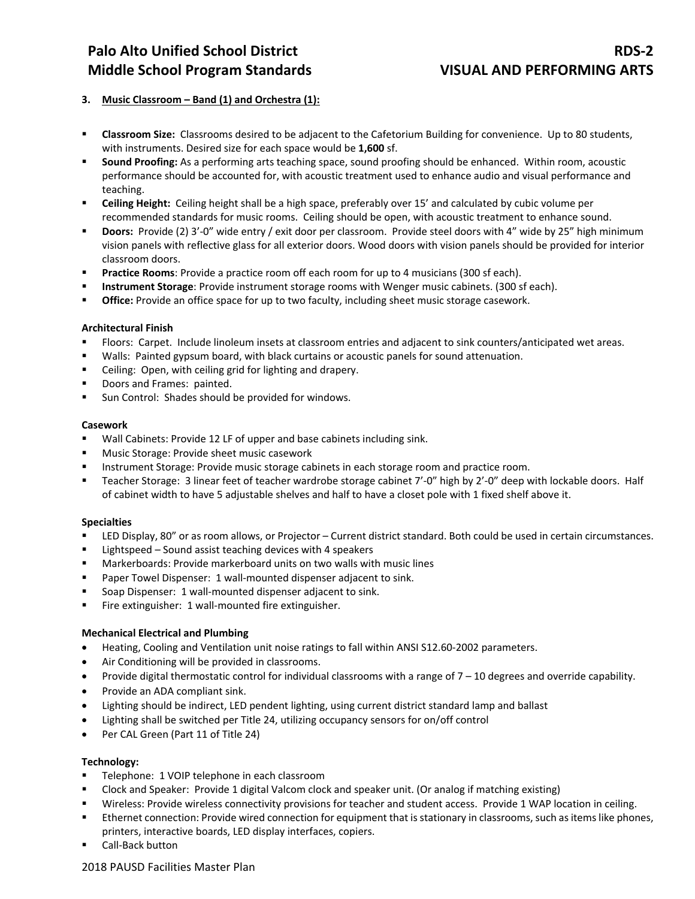**3. Music Classroom – Band (1) and Orchestra (1):**

- **Classroom Size:** Classrooms desired to be adjacent to the Cafetorium Building for convenience. Up to 80 students, with instruments. Desired size for each space would be **1,600** sf.
- **Sound Proofing:** As a performing arts teaching space, sound proofing should be enhanced. Within room, acoustic performance should be accounted for, with acoustic treatment used to enhance audio and visual performance and teaching.
- **Ceiling Height:** Ceiling height shall be a high space, preferably over 15' and calculated by cubic volume per recommended standards for music rooms. Ceiling should be open, with acoustic treatment to enhance sound.
- **Doors:** Provide (2) 3'-0" wide entry / exit door per classroom. Provide steel doors with 4" wide by 25" high minimum vision panels with reflective glass for all exterior doors. Wood doors with vision panels should be provided for interior classroom doors.
- **Practice Rooms**: Provide a practice room off each room for up to 4 musicians (300 sf each).
- **Instrument Storage**: Provide instrument storage rooms with Wenger music cabinets. (300 sf each).
- **Office:** Provide an office space for up to two faculty, including sheet music storage casework.

**Architectural Finish**

- Floors: Carpet. Include linoleum insets at classroom entries and adjacent to sink counters/anticipated wet areas.
- Walls: Painted gypsum board, with black curtains or acoustic panels for sound attenuation.
- Ceiling: Open, with ceiling grid for lighting and drapery.
- Doors and Frames: painted.
- Sun Control: Shades should be provided for windows.

**Casework**

- Wall Cabinets: Provide 12 LF of upper and base cabinets including sink.
- Music Storage: Provide sheet music casework
- Instrument Storage: Provide music storage cabinets in each storage room and practice room.
- Teacher Storage: 3 linear feet of teacher wardrobe storage cabinet 7'-0" high by 2'-0" deep with lockable doors. Half of cabinet width to have 5 adjustable shelves and half to have a closet pole with 1 fixed shelf above it.

**Specialties**

- LED Display, 80" or as room allows, or Projector – Current district standard. Both could be used in certain circumstances.
- Lightspeed – Sound assist teaching devices with 4 speakers
- Markerboards: Provide markerboard units on two walls with music lines
- Paper Towel Dispenser: 1 wall-mounted dispenser adjacent to sink.
- Soap Dispenser: 1 wall-mounted dispenser adjacent to sink.
- Fire extinguisher: 1 wall-mounted fire extinguisher.

**Mechanical Electrical and Plumbing**

- Heating, Cooling and Ventilation unit noise ratings to fall within ANSI S12.60-2002 parameters.
- Air Conditioning will be provided in classrooms.
- Provide digital thermostatic control for individual classrooms with a range of 7 – 10 degrees and override capability.
- Provide an ADA compliant sink.
- Lighting should be indirect, LED pendent lighting, using current district standard lamp and ballast
- Lighting shall be switched per Title 24, utilizing occupancy sensors for on/off control
- Per CAL Green (Part 11 of Title 24)

**Technology:**

- Telephone: 1 VOIP telephone in each classroom
- Clock and Speaker: Provide 1 digital Valcom clock and speaker unit. (Or analog if matching existing)
- Wireless: Provide wireless connectivity provisions for teacher and student access. Provide 1 WAP location in ceiling.
- Ethernet connection: Provide wired connection for equipment that is stationary in classrooms, such as items like phones, printers, interactive boards, LED display interfaces, copiers.
- Call-Back button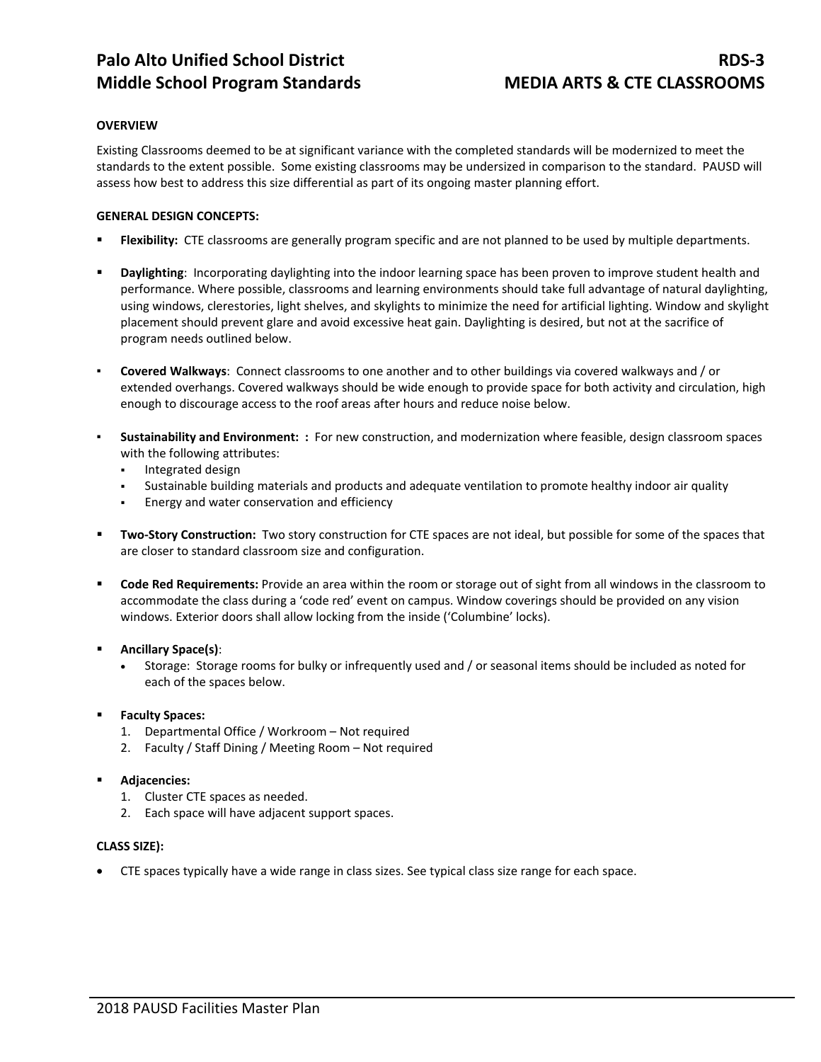# Palo Alto Unified School District — Middle School Program Standards

# RDS-3 MEDIA ARTS & CTE CLASSROOMS

**OVERVIEW**

Existing Classrooms deemed to be at significant variance with the completed standards will be modernized to meet the standards to the extent possible. Some existing classrooms may be undersized in comparison to the standard. PAUSD will assess how best to address this size differential as part of its ongoing master planning effort.

**GENERAL DESIGN CONCEPTS:**

- **Flexibility:** CTE classrooms are generally program specific and are not planned to be used by multiple departments.
- **Daylighting**: Incorporating daylighting into the indoor learning space has been proven to improve student health and performance. Where possible, classrooms and learning environments should take full advantage of natural daylighting, using windows, clerestories, light shelves, and skylights to minimize the need for artificial lighting. Window and skylight placement should prevent glare and avoid excessive heat gain. Daylighting is desired, but not at the sacrifice of program needs outlined below.
- **Covered Walkways**: Connect classrooms to one another and to other buildings via covered walkways and / or extended overhangs. Covered walkways should be wide enough to provide space for both activity and circulation, high enough to discourage access to the roof areas after hours and reduce noise below.
- **Sustainability and Environment: :** For new construction, and modernization where feasible, design classroom spaces with the following attributes:
  - Integrated design
  - Sustainable building materials and products and adequate ventilation to promote healthy indoor air quality
  - Energy and water conservation and efficiency
- **Two-Story Construction:** Two story construction for CTE spaces are not ideal, but possible for some of the spaces that are closer to standard classroom size and configuration.
- **Code Red Requirements:** Provide an area within the room or storage out of sight from all windows in the classroom to accommodate the class during a 'code red' event on campus. Window coverings should be provided on any vision windows. Exterior doors shall allow locking from the inside ('Columbine' locks).
- **Ancillary Space(s)**:
  - Storage: Storage rooms for bulky or infrequently used and / or seasonal items should be included as noted for each of the spaces below.
- **Faculty Spaces:**
  1. Departmental Office / Workroom – Not required
  2. Faculty / Staff Dining / Meeting Room – Not required
- **Adjacencies:**
  1. Cluster CTE spaces as needed.
  2. Each space will have adjacent support spaces.

**CLASS SIZE):**

- CTE spaces typically have a wide range in class sizes. See typical class size range for each space.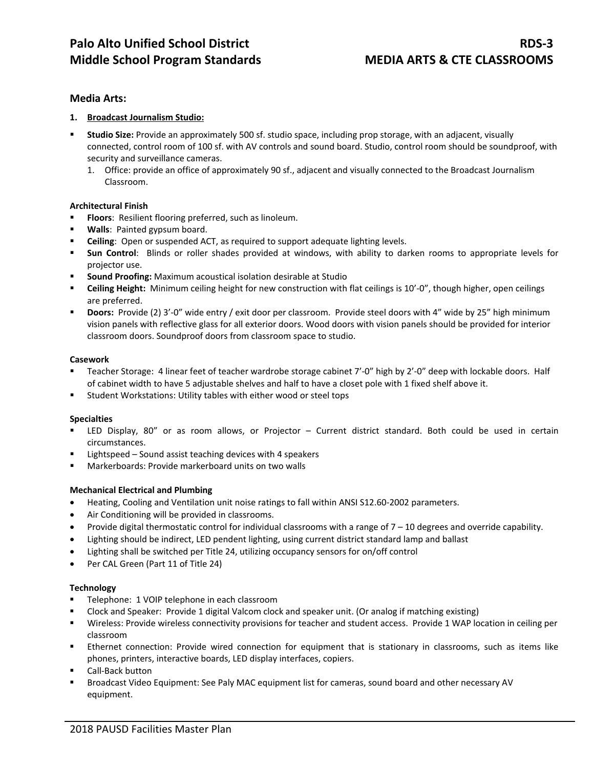## Media Arts:

1. **Broadcast Journalism Studio:**

- **Studio Size:** Provide an approximately 500 sf. studio space, including prop storage, with an adjacent, visually connected, control room of 100 sf. with AV controls and sound board. Studio, control room should be soundproof, with security and surveillance cameras.
  1. Office: provide an office of approximately 90 sf., adjacent and visually connected to the Broadcast Journalism Classroom.

**Architectural Finish**

- **Floors**: Resilient flooring preferred, such as linoleum.
- **Walls**: Painted gypsum board.
- **Ceiling**: Open or suspended ACT, as required to support adequate lighting levels.
- **Sun Control**: Blinds or roller shades provided at windows, with ability to darken rooms to appropriate levels for projector use.
- **Sound Proofing:** Maximum acoustical isolation desirable at Studio
- **Ceiling Height:** Minimum ceiling height for new construction with flat ceilings is 10'-0", though higher, open ceilings are preferred.
- **Doors:** Provide (2) 3'-0" wide entry / exit door per classroom. Provide steel doors with 4" wide by 25" high minimum vision panels with reflective glass for all exterior doors. Wood doors with vision panels should be provided for interior classroom doors. Soundproof doors from classroom space to studio.

**Casework**

- Teacher Storage: 4 linear feet of teacher wardrobe storage cabinet 7'-0" high by 2'-0" deep with lockable doors. Half of cabinet width to have 5 adjustable shelves and half to have a closet pole with 1 fixed shelf above it.
- Student Workstations: Utility tables with either wood or steel tops

**Specialties**

- LED Display, 80" or as room allows, or Projector – Current district standard. Both could be used in certain circumstances.
- Lightspeed – Sound assist teaching devices with 4 speakers
- Markerboards: Provide markerboard units on two walls

**Mechanical Electrical and Plumbing**

- Heating, Cooling and Ventilation unit noise ratings to fall within ANSI S12.60-2002 parameters.
- Air Conditioning will be provided in classrooms.
- Provide digital thermostatic control for individual classrooms with a range of 7 – 10 degrees and override capability.
- Lighting should be indirect, LED pendent lighting, using current district standard lamp and ballast
- Lighting shall be switched per Title 24, utilizing occupancy sensors for on/off control
- Per CAL Green (Part 11 of Title 24)

**Technology**

- Telephone: 1 VOIP telephone in each classroom
- Clock and Speaker: Provide 1 digital Valcom clock and speaker unit. (Or analog if matching existing)
- Wireless: Provide wireless connectivity provisions for teacher and student access. Provide 1 WAP location in ceiling per classroom
- Ethernet connection: Provide wired connection for equipment that is stationary in classrooms, such as items like phones, printers, interactive boards, LED display interfaces, copiers.
- Call-Back button
- Broadcast Video Equipment: See Paly MAC equipment list for cameras, sound board and other necessary AV equipment.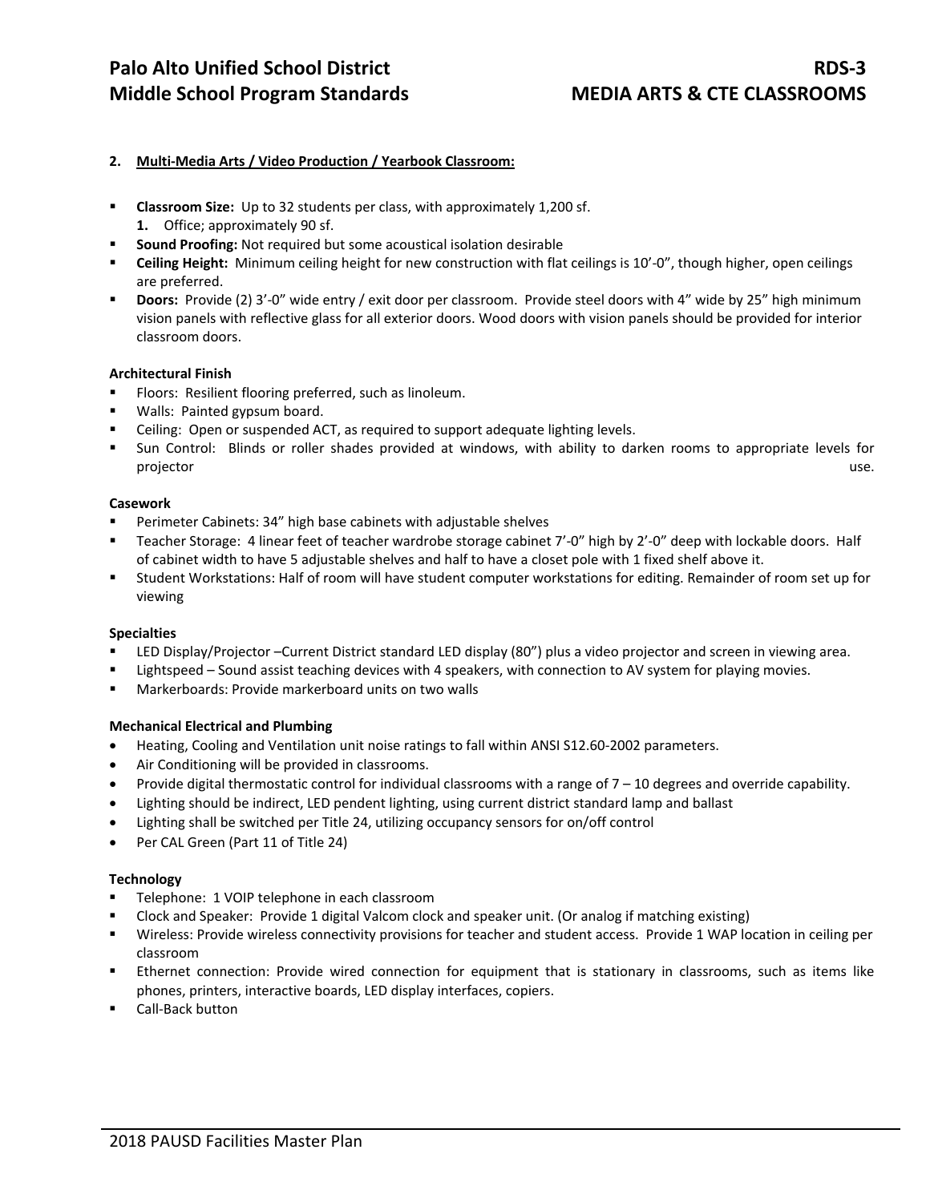**2. Multi-Media Arts / Video Production / Yearbook Classroom:**

- **Classroom Size:** Up to 32 students per class, with approximately 1,200 sf.
  1. Office; approximately 90 sf.
- **Sound Proofing:** Not required but some acoustical isolation desirable
- **Ceiling Height:** Minimum ceiling height for new construction with flat ceilings is 10'-0", though higher, open ceilings are preferred.
- **Doors:** Provide (2) 3'-0" wide entry / exit door per classroom. Provide steel doors with 4" wide by 25" high minimum vision panels with reflective glass for all exterior doors. Wood doors with vision panels should be provided for interior classroom doors.

### Architectural Finish

- Floors: Resilient flooring preferred, such as linoleum.
- Walls: Painted gypsum board.
- Ceiling: Open or suspended ACT, as required to support adequate lighting levels.
- Sun Control: Blinds or roller shades provided at windows, with ability to darken rooms to appropriate levels for projector use.

### Casework

- Perimeter Cabinets: 34" high base cabinets with adjustable shelves
- Teacher Storage: 4 linear feet of teacher wardrobe storage cabinet 7'-0" high by 2'-0" deep with lockable doors. Half of cabinet width to have 5 adjustable shelves and half to have a closet pole with 1 fixed shelf above it.
- Student Workstations: Half of room will have student computer workstations for editing. Remainder of room set up for viewing

### Specialties

- LED Display/Projector –Current District standard LED display (80") plus a video projector and screen in viewing area.
- Lightspeed – Sound assist teaching devices with 4 speakers, with connection to AV system for playing movies.
- Markerboards: Provide markerboard units on two walls

### Mechanical Electrical and Plumbing

- Heating, Cooling and Ventilation unit noise ratings to fall within ANSI S12.60-2002 parameters.
- Air Conditioning will be provided in classrooms.
- Provide digital thermostatic control for individual classrooms with a range of 7 – 10 degrees and override capability.
- Lighting should be indirect, LED pendent lighting, using current district standard lamp and ballast
- Lighting shall be switched per Title 24, utilizing occupancy sensors for on/off control
- Per CAL Green (Part 11 of Title 24)

### Technology

- Telephone: 1 VOIP telephone in each classroom
- Clock and Speaker: Provide 1 digital Valcom clock and speaker unit. (Or analog if matching existing)
- Wireless: Provide wireless connectivity provisions for teacher and student access. Provide 1 WAP location in ceiling per classroom
- Ethernet connection: Provide wired connection for equipment that is stationary in classrooms, such as items like phones, printers, interactive boards, LED display interfaces, copiers.
- Call-Back button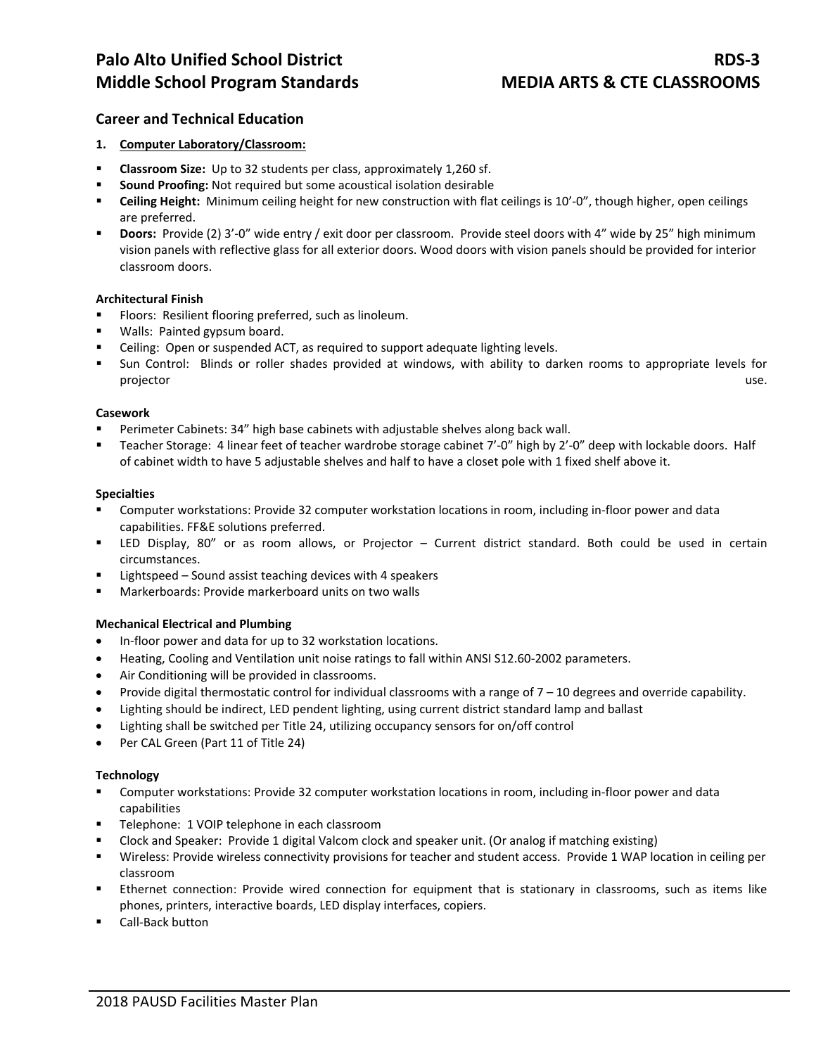## Career and Technical Education

**1. Computer Laboratory/Classroom:**

- **Classroom Size:** Up to 32 students per class, approximately 1,260 sf.
- **Sound Proofing:** Not required but some acoustical isolation desirable
- **Ceiling Height:** Minimum ceiling height for new construction with flat ceilings is 10'-0", though higher, open ceilings are preferred.
- **Doors:** Provide (2) 3'-0" wide entry / exit door per classroom. Provide steel doors with 4" wide by 25" high minimum vision panels with reflective glass for all exterior doors. Wood doors with vision panels should be provided for interior classroom doors.

**Architectural Finish**

- Floors: Resilient flooring preferred, such as linoleum.
- Walls: Painted gypsum board.
- Ceiling: Open or suspended ACT, as required to support adequate lighting levels.
- Sun Control: Blinds or roller shades provided at windows, with ability to darken rooms to appropriate levels for projector use.

**Casework**

- Perimeter Cabinets: 34" high base cabinets with adjustable shelves along back wall.
- Teacher Storage: 4 linear feet of teacher wardrobe storage cabinet 7'-0" high by 2'-0" deep with lockable doors. Half of cabinet width to have 5 adjustable shelves and half to have a closet pole with 1 fixed shelf above it.

**Specialties**

- Computer workstations: Provide 32 computer workstation locations in room, including in-floor power and data capabilities. FF&E solutions preferred.
- LED Display, 80" or as room allows, or Projector – Current district standard. Both could be used in certain circumstances.
- Lightspeed – Sound assist teaching devices with 4 speakers
- Markerboards: Provide markerboard units on two walls

**Mechanical Electrical and Plumbing**

- In-floor power and data for up to 32 workstation locations.
- Heating, Cooling and Ventilation unit noise ratings to fall within ANSI S12.60-2002 parameters.
- Air Conditioning will be provided in classrooms.
- Provide digital thermostatic control for individual classrooms with a range of 7 – 10 degrees and override capability.
- Lighting should be indirect, LED pendent lighting, using current district standard lamp and ballast
- Lighting shall be switched per Title 24, utilizing occupancy sensors for on/off control
- Per CAL Green (Part 11 of Title 24)

**Technology**

- Computer workstations: Provide 32 computer workstation locations in room, including in-floor power and data capabilities
- Telephone: 1 VOIP telephone in each classroom
- Clock and Speaker: Provide 1 digital Valcom clock and speaker unit. (Or analog if matching existing)
- Wireless: Provide wireless connectivity provisions for teacher and student access. Provide 1 WAP location in ceiling per classroom
- Ethernet connection: Provide wired connection for equipment that is stationary in classrooms, such as items like phones, printers, interactive boards, LED display interfaces, copiers.
- Call-Back button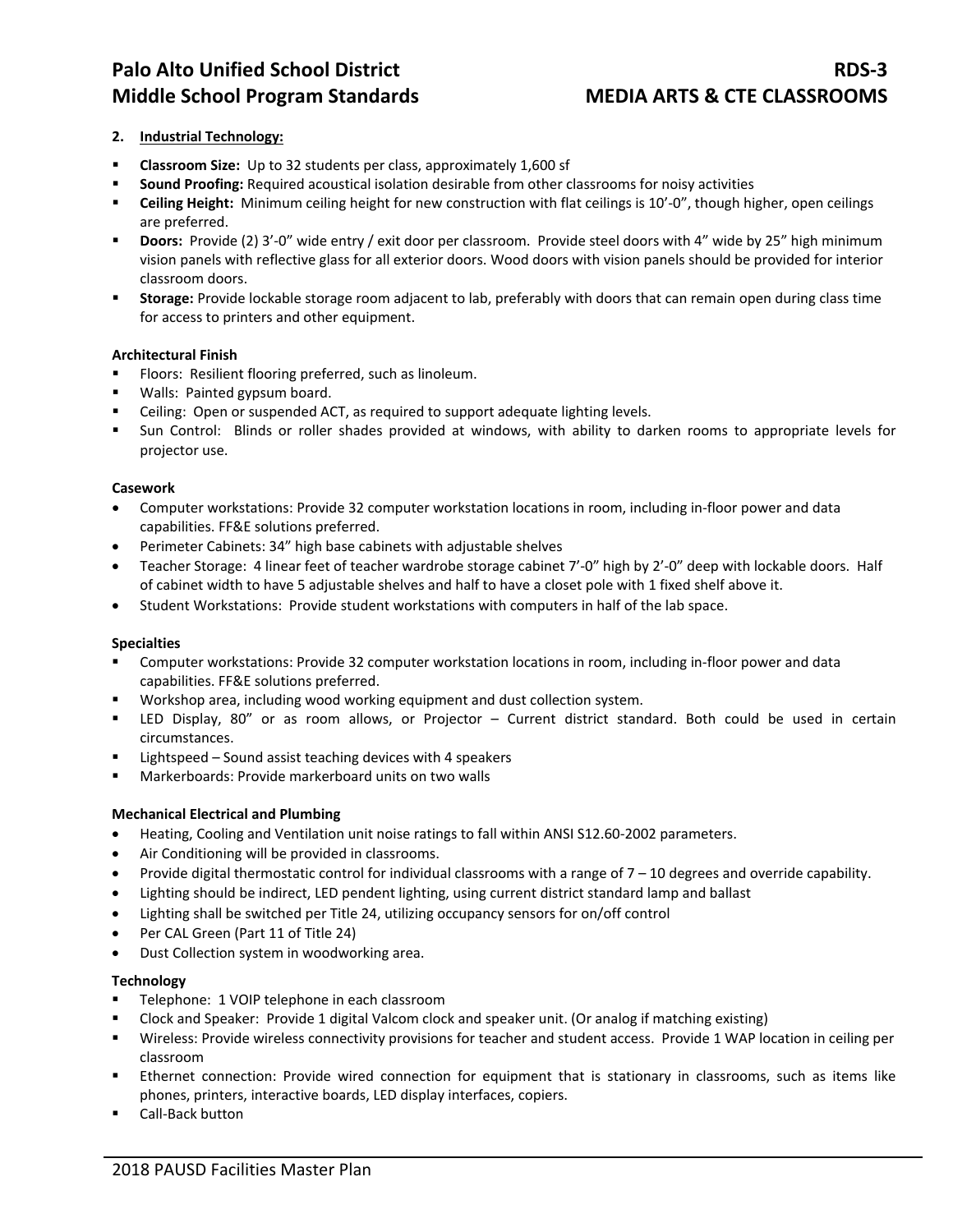**2. Industrial Technology:**

- **Classroom Size:** Up to 32 students per class, approximately 1,600 sf
- **Sound Proofing:** Required acoustical isolation desirable from other classrooms for noisy activities
- **Ceiling Height:** Minimum ceiling height for new construction with flat ceilings is 10'-0", though higher, open ceilings are preferred.
- **Doors:** Provide (2) 3'-0" wide entry / exit door per classroom. Provide steel doors with 4" wide by 25" high minimum vision panels with reflective glass for all exterior doors. Wood doors with vision panels should be provided for interior classroom doors.
- **Storage:** Provide lockable storage room adjacent to lab, preferably with doors that can remain open during class time for access to printers and other equipment.

**Architectural Finish**

- Floors: Resilient flooring preferred, such as linoleum.
- Walls: Painted gypsum board.
- Ceiling: Open or suspended ACT, as required to support adequate lighting levels.
- Sun Control: Blinds or roller shades provided at windows, with ability to darken rooms to appropriate levels for projector use.

**Casework**

- Computer workstations: Provide 32 computer workstation locations in room, including in-floor power and data capabilities. FF&E solutions preferred.
- Perimeter Cabinets: 34" high base cabinets with adjustable shelves
- Teacher Storage: 4 linear feet of teacher wardrobe storage cabinet 7'-0" high by 2'-0" deep with lockable doors. Half of cabinet width to have 5 adjustable shelves and half to have a closet pole with 1 fixed shelf above it.
- Student Workstations: Provide student workstations with computers in half of the lab space.

**Specialties**

- Computer workstations: Provide 32 computer workstation locations in room, including in-floor power and data capabilities. FF&E solutions preferred.
- Workshop area, including wood working equipment and dust collection system.
- LED Display, 80" or as room allows, or Projector – Current district standard. Both could be used in certain circumstances.
- Lightspeed – Sound assist teaching devices with 4 speakers
- Markerboards: Provide markerboard units on two walls

**Mechanical Electrical and Plumbing**

- Heating, Cooling and Ventilation unit noise ratings to fall within ANSI S12.60-2002 parameters.
- Air Conditioning will be provided in classrooms.
- Provide digital thermostatic control for individual classrooms with a range of 7 – 10 degrees and override capability.
- Lighting should be indirect, LED pendent lighting, using current district standard lamp and ballast
- Lighting shall be switched per Title 24, utilizing occupancy sensors for on/off control
- Per CAL Green (Part 11 of Title 24)
- Dust Collection system in woodworking area.

**Technology**

- Telephone: 1 VOIP telephone in each classroom
- Clock and Speaker: Provide 1 digital Valcom clock and speaker unit. (Or analog if matching existing)
- Wireless: Provide wireless connectivity provisions for teacher and student access. Provide 1 WAP location in ceiling per classroom
- Ethernet connection: Provide wired connection for equipment that is stationary in classrooms, such as items like phones, printers, interactive boards, LED display interfaces, copiers.
- Call-Back button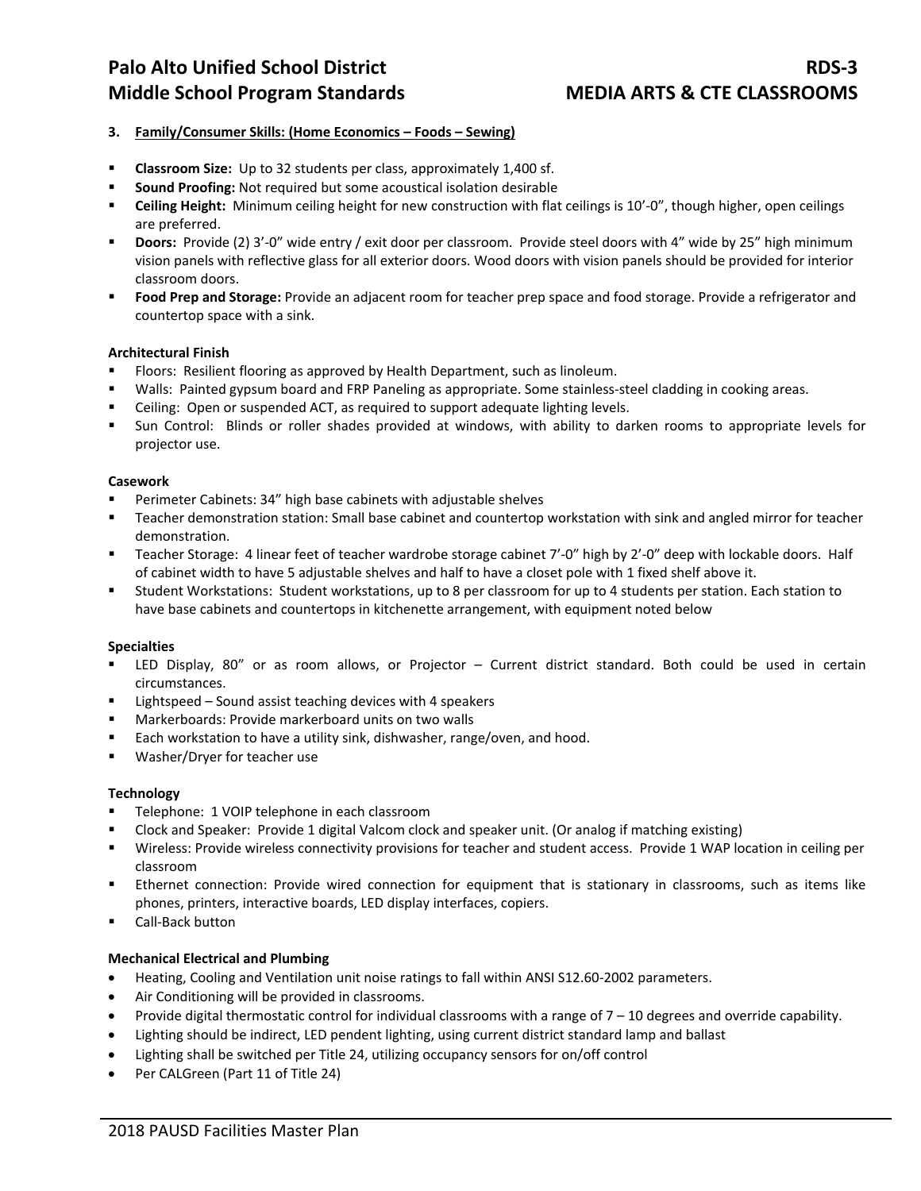### 3. Family/Consumer Skills: (Home Economics – Foods – Sewing)

- **Classroom Size:** Up to 32 students per class, approximately 1,400 sf.
- **Sound Proofing:** Not required but some acoustical isolation desirable
- **Ceiling Height:** Minimum ceiling height for new construction with flat ceilings is 10'-0", though higher, open ceilings are preferred.
- **Doors:** Provide (2) 3'-0" wide entry / exit door per classroom. Provide steel doors with 4" wide by 25" high minimum vision panels with reflective glass for all exterior doors. Wood doors with vision panels should be provided for interior classroom doors.
- **Food Prep and Storage:** Provide an adjacent room for teacher prep space and food storage. Provide a refrigerator and countertop space with a sink.

**Architectural Finish**

- Floors: Resilient flooring as approved by Health Department, such as linoleum.
- Walls: Painted gypsum board and FRP Paneling as appropriate. Some stainless-steel cladding in cooking areas.
- Ceiling: Open or suspended ACT, as required to support adequate lighting levels.
- Sun Control: Blinds or roller shades provided at windows, with ability to darken rooms to appropriate levels for projector use.

**Casework**

- Perimeter Cabinets: 34" high base cabinets with adjustable shelves
- Teacher demonstration station: Small base cabinet and countertop workstation with sink and angled mirror for teacher demonstration.
- Teacher Storage: 4 linear feet of teacher wardrobe storage cabinet 7'-0" high by 2'-0" deep with lockable doors. Half of cabinet width to have 5 adjustable shelves and half to have a closet pole with 1 fixed shelf above it.
- Student Workstations: Student workstations, up to 8 per classroom for up to 4 students per station. Each station to have base cabinets and countertops in kitchenette arrangement, with equipment noted below

**Specialties**

- LED Display, 80" or as room allows, or Projector – Current district standard. Both could be used in certain circumstances.
- Lightspeed – Sound assist teaching devices with 4 speakers
- Markerboards: Provide markerboard units on two walls
- Each workstation to have a utility sink, dishwasher, range/oven, and hood.
- Washer/Dryer for teacher use

**Technology**

- Telephone: 1 VOIP telephone in each classroom
- Clock and Speaker: Provide 1 digital Valcom clock and speaker unit. (Or analog if matching existing)
- Wireless: Provide wireless connectivity provisions for teacher and student access. Provide 1 WAP location in ceiling per classroom
- Ethernet connection: Provide wired connection for equipment that is stationary in classrooms, such as items like phones, printers, interactive boards, LED display interfaces, copiers.
- Call-Back button

**Mechanical Electrical and Plumbing**

- Heating, Cooling and Ventilation unit noise ratings to fall within ANSI S12.60-2002 parameters.
- Air Conditioning will be provided in classrooms.
- Provide digital thermostatic control for individual classrooms with a range of 7 – 10 degrees and override capability.
- Lighting should be indirect, LED pendent lighting, using current district standard lamp and ballast
- Lighting shall be switched per Title 24, utilizing occupancy sensors for on/off control
- Per CALGreen (Part 11 of Title 24)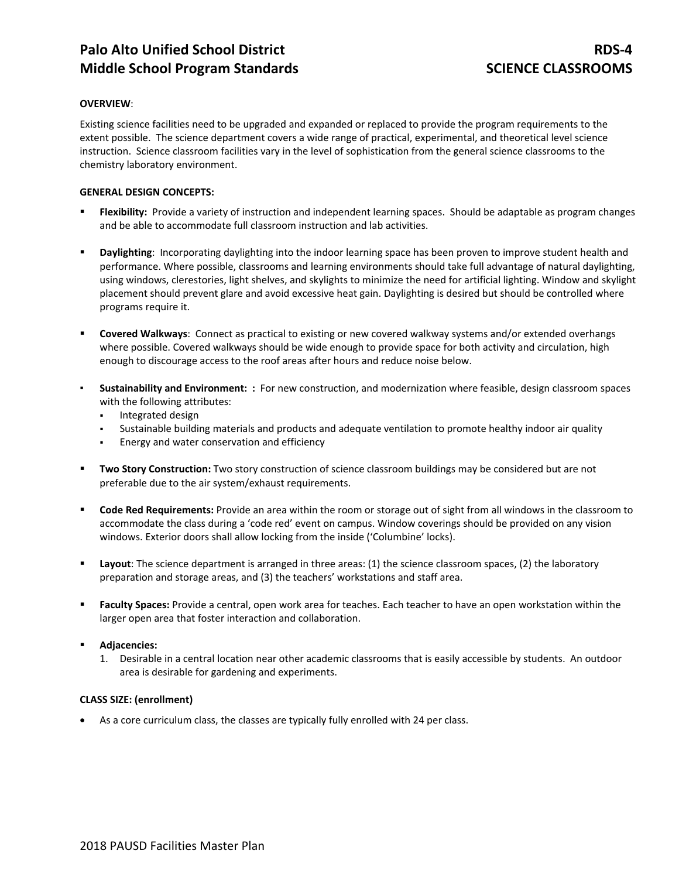# Palo Alto Unified School District — RDS-4
## Middle School Program Standards — SCIENCE CLASSROOMS

**OVERVIEW**:

Existing science facilities need to be upgraded and expanded or replaced to provide the program requirements to the extent possible. The science department covers a wide range of practical, experimental, and theoretical level science instruction. Science classroom facilities vary in the level of sophistication from the general science classrooms to the chemistry laboratory environment.

**GENERAL DESIGN CONCEPTS:**

- **Flexibility:** Provide a variety of instruction and independent learning spaces. Should be adaptable as program changes and be able to accommodate full classroom instruction and lab activities.
- **Daylighting**: Incorporating daylighting into the indoor learning space has been proven to improve student health and performance. Where possible, classrooms and learning environments should take full advantage of natural daylighting, using windows, clerestories, light shelves, and skylights to minimize the need for artificial lighting. Window and skylight placement should prevent glare and avoid excessive heat gain. Daylighting is desired but should be controlled where programs require it.
- **Covered Walkways**: Connect as practical to existing or new covered walkway systems and/or extended overhangs where possible. Covered walkways should be wide enough to provide space for both activity and circulation, high enough to discourage access to the roof areas after hours and reduce noise below.
- **Sustainability and Environment: :** For new construction, and modernization where feasible, design classroom spaces with the following attributes:
  - Integrated design
  - Sustainable building materials and products and adequate ventilation to promote healthy indoor air quality
  - Energy and water conservation and efficiency
- **Two Story Construction:** Two story construction of science classroom buildings may be considered but are not preferable due to the air system/exhaust requirements.
- **Code Red Requirements:** Provide an area within the room or storage out of sight from all windows in the classroom to accommodate the class during a 'code red' event on campus. Window coverings should be provided on any vision windows. Exterior doors shall allow locking from the inside ('Columbine' locks).
- **Layout**: The science department is arranged in three areas: (1) the science classroom spaces, (2) the laboratory preparation and storage areas, and (3) the teachers' workstations and staff area.
- **Faculty Spaces:** Provide a central, open work area for teaches. Each teacher to have an open workstation within the larger open area that foster interaction and collaboration.
- **Adjacencies:**
  1. Desirable in a central location near other academic classrooms that is easily accessible by students. An outdoor area is desirable for gardening and experiments.

**CLASS SIZE: (enrollment)**

- As a core curriculum class, the classes are typically fully enrolled with 24 per class.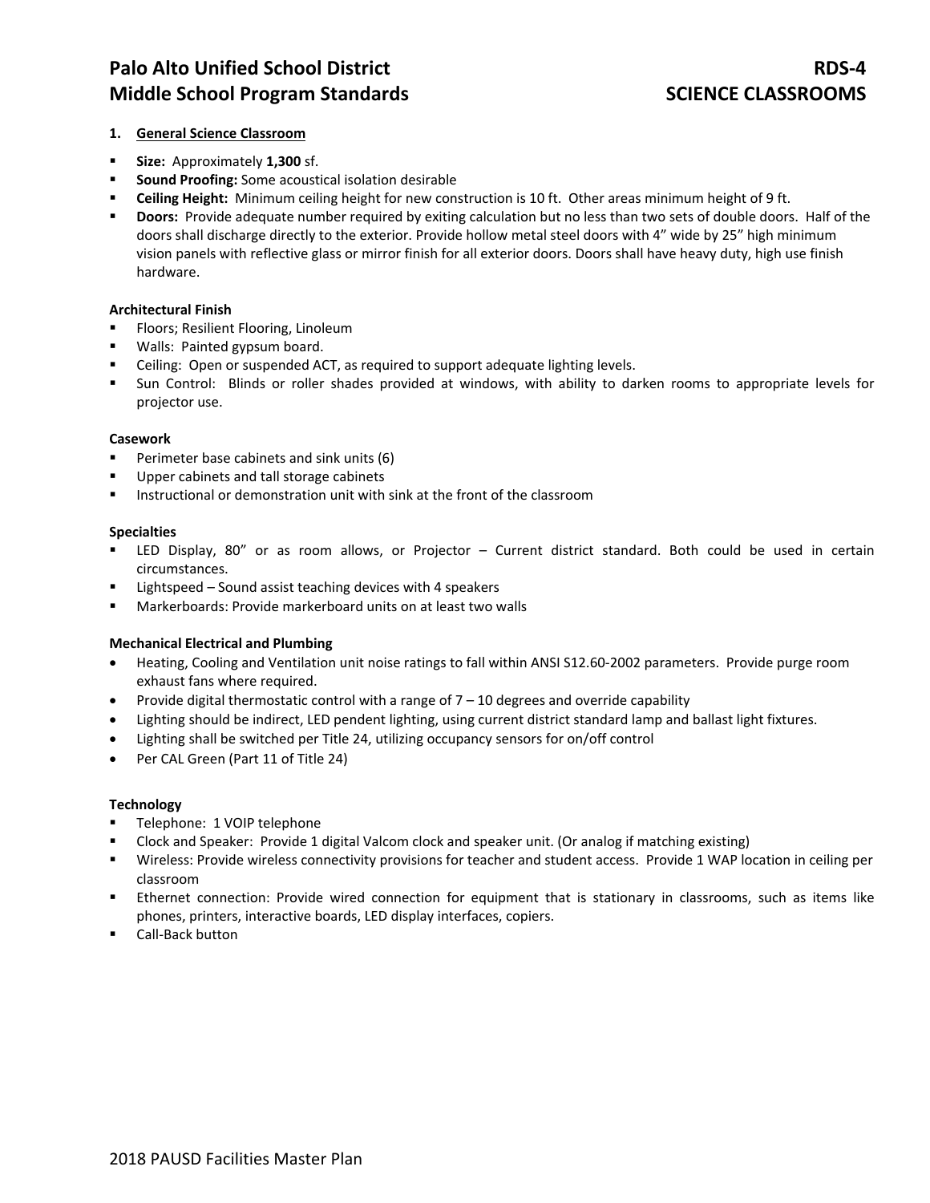# Palo Alto Unified School District — RDS-4
## Middle School Program Standards — SCIENCE CLASSROOMS

### 1. General Science Classroom

- **Size:** Approximately **1,300** sf.
- **Sound Proofing:** Some acoustical isolation desirable
- **Ceiling Height:** Minimum ceiling height for new construction is 10 ft. Other areas minimum height of 9 ft.
- **Doors:** Provide adequate number required by exiting calculation but no less than two sets of double doors. Half of the doors shall discharge directly to the exterior. Provide hollow metal steel doors with 4" wide by 25" high minimum vision panels with reflective glass or mirror finish for all exterior doors. Doors shall have heavy duty, high use finish hardware.

**Architectural Finish**

- Floors; Resilient Flooring, Linoleum
- Walls: Painted gypsum board.
- Ceiling: Open or suspended ACT, as required to support adequate lighting levels.
- Sun Control: Blinds or roller shades provided at windows, with ability to darken rooms to appropriate levels for projector use.

**Casework**

- Perimeter base cabinets and sink units (6)
- Upper cabinets and tall storage cabinets
- Instructional or demonstration unit with sink at the front of the classroom

**Specialties**

- LED Display, 80" or as room allows, or Projector – Current district standard. Both could be used in certain circumstances.
- Lightspeed – Sound assist teaching devices with 4 speakers
- Markerboards: Provide markerboard units on at least two walls

**Mechanical Electrical and Plumbing**

- Heating, Cooling and Ventilation unit noise ratings to fall within ANSI S12.60-2002 parameters. Provide purge room exhaust fans where required.
- Provide digital thermostatic control with a range of 7 – 10 degrees and override capability
- Lighting should be indirect, LED pendent lighting, using current district standard lamp and ballast light fixtures.
- Lighting shall be switched per Title 24, utilizing occupancy sensors for on/off control
- Per CAL Green (Part 11 of Title 24)

**Technology**

- Telephone: 1 VOIP telephone
- Clock and Speaker: Provide 1 digital Valcom clock and speaker unit. (Or analog if matching existing)
- Wireless: Provide wireless connectivity provisions for teacher and student access. Provide 1 WAP location in ceiling per classroom
- Ethernet connection: Provide wired connection for equipment that is stationary in classrooms, such as items like phones, printers, interactive boards, LED display interfaces, copiers.
- Call-Back button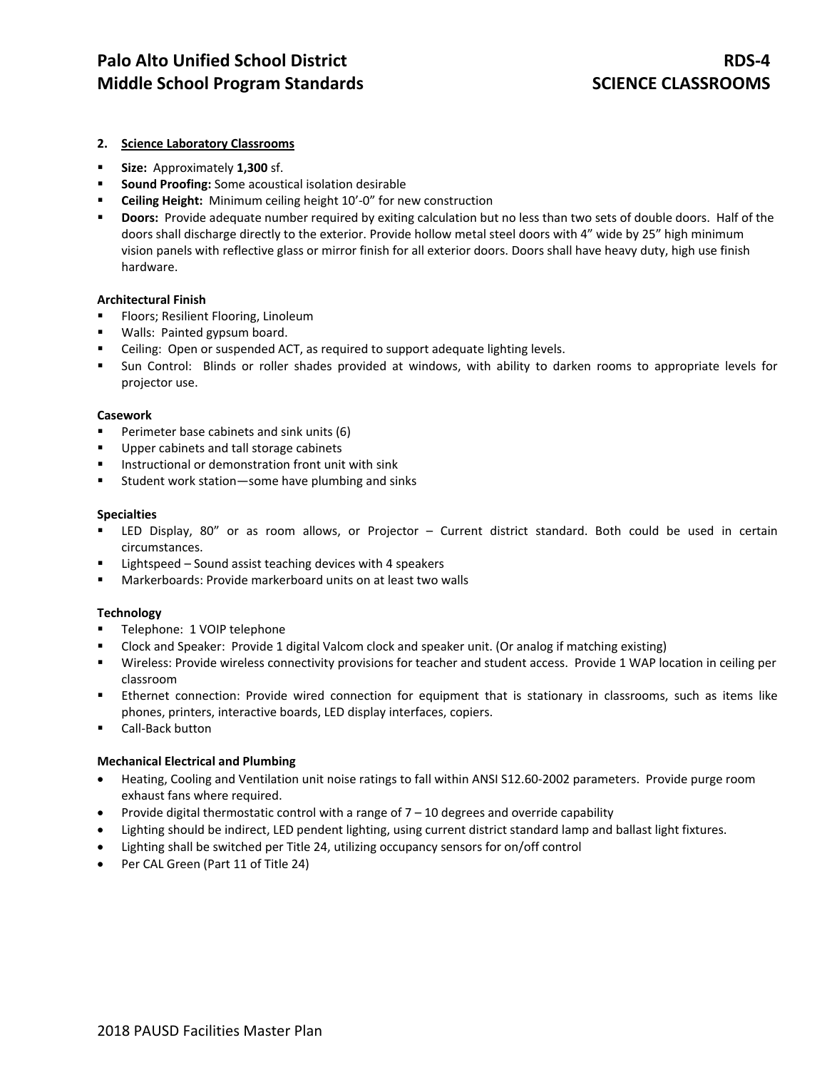## 2. Science Laboratory Classrooms

- **Size:** Approximately **1,300** sf.
- **Sound Proofing:** Some acoustical isolation desirable
- **Ceiling Height:** Minimum ceiling height 10'-0" for new construction
- **Doors:** Provide adequate number required by exiting calculation but no less than two sets of double doors. Half of the doors shall discharge directly to the exterior. Provide hollow metal steel doors with 4" wide by 25" high minimum vision panels with reflective glass or mirror finish for all exterior doors. Doors shall have heavy duty, high use finish hardware.

**Architectural Finish**

- Floors; Resilient Flooring, Linoleum
- Walls: Painted gypsum board.
- Ceiling: Open or suspended ACT, as required to support adequate lighting levels.
- Sun Control: Blinds or roller shades provided at windows, with ability to darken rooms to appropriate levels for projector use.

**Casework**

- Perimeter base cabinets and sink units (6)
- Upper cabinets and tall storage cabinets
- Instructional or demonstration front unit with sink
- Student work station—some have plumbing and sinks

**Specialties**

- LED Display, 80" or as room allows, or Projector – Current district standard. Both could be used in certain circumstances.
- Lightspeed – Sound assist teaching devices with 4 speakers
- Markerboards: Provide markerboard units on at least two walls

**Technology**

- Telephone: 1 VOIP telephone
- Clock and Speaker: Provide 1 digital Valcom clock and speaker unit. (Or analog if matching existing)
- Wireless: Provide wireless connectivity provisions for teacher and student access. Provide 1 WAP location in ceiling per classroom
- Ethernet connection: Provide wired connection for equipment that is stationary in classrooms, such as items like phones, printers, interactive boards, LED display interfaces, copiers.
- Call-Back button

**Mechanical Electrical and Plumbing**

- Heating, Cooling and Ventilation unit noise ratings to fall within ANSI S12.60-2002 parameters. Provide purge room exhaust fans where required.
- Provide digital thermostatic control with a range of 7 – 10 degrees and override capability
- Lighting should be indirect, LED pendent lighting, using current district standard lamp and ballast light fixtures.
- Lighting shall be switched per Title 24, utilizing occupancy sensors for on/off control
- Per CAL Green (Part 11 of Title 24)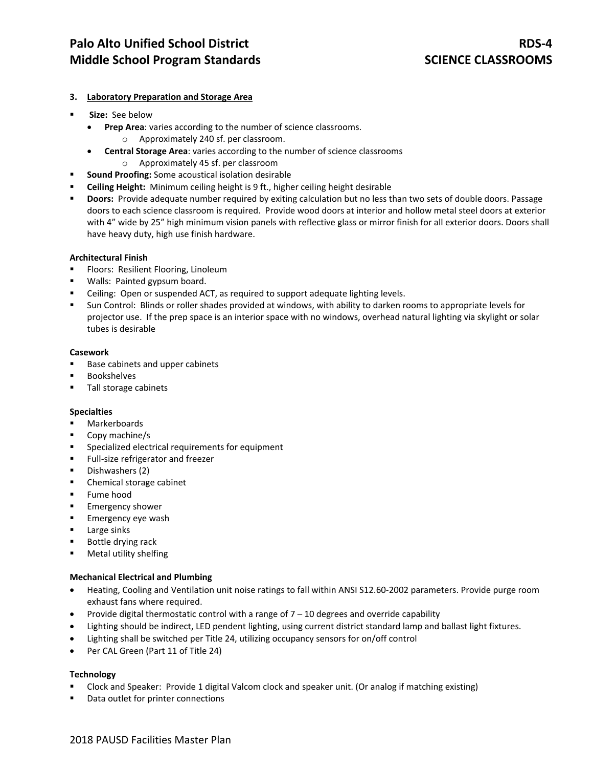### 3. Laboratory Preparation and Storage Area

- **Size:** See below
  - **Prep Area**: varies according to the number of science classrooms.
    - Approximately 240 sf. per classroom.
  - **Central Storage Area**: varies according to the number of science classrooms
    - Approximately 45 sf. per classroom
- **Sound Proofing:** Some acoustical isolation desirable
- **Ceiling Height:** Minimum ceiling height is 9 ft., higher ceiling height desirable
- **Doors:** Provide adequate number required by exiting calculation but no less than two sets of double doors. Passage doors to each science classroom is required. Provide wood doors at interior and hollow metal steel doors at exterior with 4" wide by 25" high minimum vision panels with reflective glass or mirror finish for all exterior doors. Doors shall have heavy duty, high use finish hardware.

**Architectural Finish**

- Floors: Resilient Flooring, Linoleum
- Walls: Painted gypsum board.
- Ceiling: Open or suspended ACT, as required to support adequate lighting levels.
- Sun Control: Blinds or roller shades provided at windows, with ability to darken rooms to appropriate levels for projector use. If the prep space is an interior space with no windows, overhead natural lighting via skylight or solar tubes is desirable

**Casework**

- Base cabinets and upper cabinets
- Bookshelves
- Tall storage cabinets

**Specialties**

- Markerboards
- Copy machine/s
- Specialized electrical requirements for equipment
- Full-size refrigerator and freezer
- Dishwashers (2)
- Chemical storage cabinet
- Fume hood
- Emergency shower
- Emergency eye wash
- Large sinks
- Bottle drying rack
- Metal utility shelfing

**Mechanical Electrical and Plumbing**

- Heating, Cooling and Ventilation unit noise ratings to fall within ANSI S12.60-2002 parameters. Provide purge room exhaust fans where required.
- Provide digital thermostatic control with a range of 7 – 10 degrees and override capability
- Lighting should be indirect, LED pendent lighting, using current district standard lamp and ballast light fixtures.
- Lighting shall be switched per Title 24, utilizing occupancy sensors for on/off control
- Per CAL Green (Part 11 of Title 24)

**Technology**

- Clock and Speaker: Provide 1 digital Valcom clock and speaker unit. (Or analog if matching existing)
- Data outlet for printer connections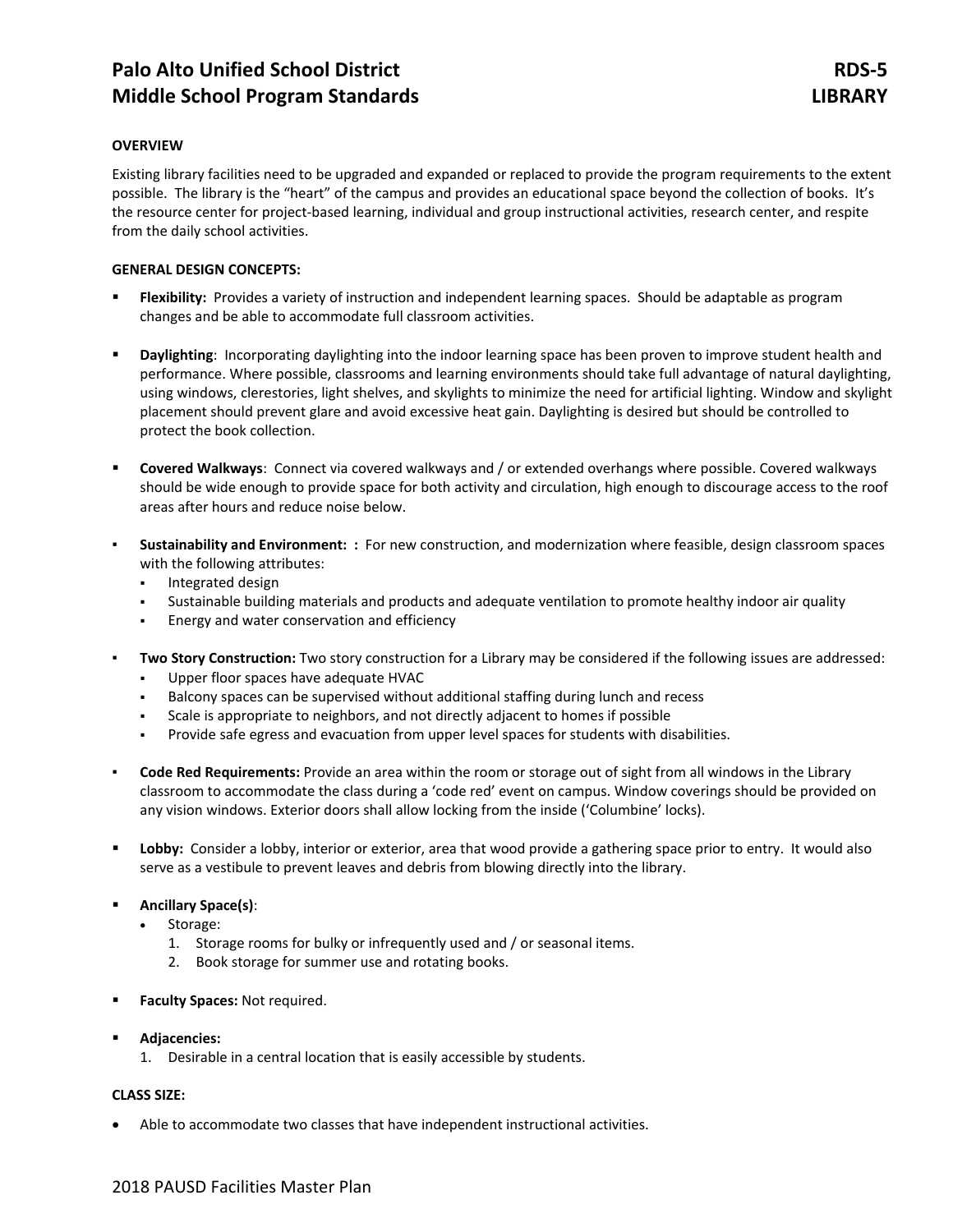# Palo Alto Unified School District — RDS-5
## Middle School Program Standards — LIBRARY

**OVERVIEW**

Existing library facilities need to be upgraded and expanded or replaced to provide the program requirements to the extent possible. The library is the "heart" of the campus and provides an educational space beyond the collection of books. It's the resource center for project-based learning, individual and group instructional activities, research center, and respite from the daily school activities.

**GENERAL DESIGN CONCEPTS:**

- **Flexibility:** Provides a variety of instruction and independent learning spaces. Should be adaptable as program changes and be able to accommodate full classroom activities.

- **Daylighting**: Incorporating daylighting into the indoor learning space has been proven to improve student health and performance. Where possible, classrooms and learning environments should take full advantage of natural daylighting, using windows, clerestories, light shelves, and skylights to minimize the need for artificial lighting. Window and skylight placement should prevent glare and avoid excessive heat gain. Daylighting is desired but should be controlled to protect the book collection.

- **Covered Walkways**: Connect via covered walkways and / or extended overhangs where possible. Covered walkways should be wide enough to provide space for both activity and circulation, high enough to discourage access to the roof areas after hours and reduce noise below.

- **Sustainability and Environment: :** For new construction, and modernization where feasible, design classroom spaces with the following attributes:
  - Integrated design
  - Sustainable building materials and products and adequate ventilation to promote healthy indoor air quality
  - Energy and water conservation and efficiency

- **Two Story Construction:** Two story construction for a Library may be considered if the following issues are addressed:
  - Upper floor spaces have adequate HVAC
  - Balcony spaces can be supervised without additional staffing during lunch and recess
  - Scale is appropriate to neighbors, and not directly adjacent to homes if possible
  - Provide safe egress and evacuation from upper level spaces for students with disabilities.

- **Code Red Requirements:** Provide an area within the room or storage out of sight from all windows in the Library classroom to accommodate the class during a 'code red' event on campus. Window coverings should be provided on any vision windows. Exterior doors shall allow locking from the inside ('Columbine' locks).

- **Lobby:** Consider a lobby, interior or exterior, area that wood provide a gathering space prior to entry. It would also serve as a vestibule to prevent leaves and debris from blowing directly into the library.

- **Ancillary Space(s)**:
  - Storage:
    1. Storage rooms for bulky or infrequently used and / or seasonal items.
    2. Book storage for summer use and rotating books.

- **Faculty Spaces:** Not required.

- **Adjacencies:**
  1. Desirable in a central location that is easily accessible by students.

**CLASS SIZE:**

- Able to accommodate two classes that have independent instructional activities.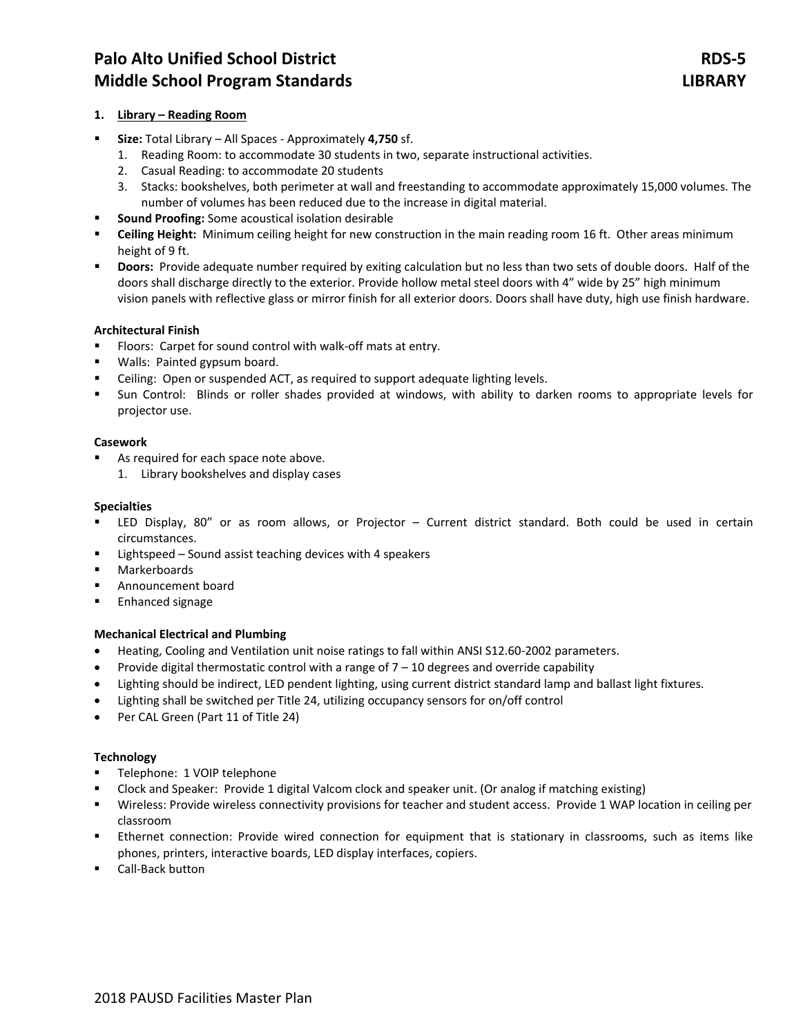# Palo Alto Unified School District — RDS-5
## Middle School Program Standards — LIBRARY

### 1. Library – Reading Room

- **Size:** Total Library – All Spaces - Approximately **4,750** sf.
  1. Reading Room: to accommodate 30 students in two, separate instructional activities.
  2. Casual Reading: to accommodate 20 students
  3. Stacks: bookshelves, both perimeter at wall and freestanding to accommodate approximately 15,000 volumes. The number of volumes has been reduced due to the increase in digital material.
- **Sound Proofing:** Some acoustical isolation desirable
- **Ceiling Height:** Minimum ceiling height for new construction in the main reading room 16 ft. Other areas minimum height of 9 ft.
- **Doors:** Provide adequate number required by exiting calculation but no less than two sets of double doors. Half of the doors shall discharge directly to the exterior. Provide hollow metal steel doors with 4" wide by 25" high minimum vision panels with reflective glass or mirror finish for all exterior doors. Doors shall have duty, high use finish hardware.

**Architectural Finish**

- Floors: Carpet for sound control with walk-off mats at entry.
- Walls: Painted gypsum board.
- Ceiling: Open or suspended ACT, as required to support adequate lighting levels.
- Sun Control: Blinds or roller shades provided at windows, with ability to darken rooms to appropriate levels for projector use.

**Casework**

- As required for each space note above.
  1. Library bookshelves and display cases

**Specialties**

- LED Display, 80" or as room allows, or Projector – Current district standard. Both could be used in certain circumstances.
- Lightspeed – Sound assist teaching devices with 4 speakers
- Markerboards
- Announcement board
- Enhanced signage

**Mechanical Electrical and Plumbing**

- Heating, Cooling and Ventilation unit noise ratings to fall within ANSI S12.60-2002 parameters.
- Provide digital thermostatic control with a range of 7 – 10 degrees and override capability
- Lighting should be indirect, LED pendent lighting, using current district standard lamp and ballast light fixtures.
- Lighting shall be switched per Title 24, utilizing occupancy sensors for on/off control
- Per CAL Green (Part 11 of Title 24)

**Technology**

- Telephone: 1 VOIP telephone
- Clock and Speaker: Provide 1 digital Valcom clock and speaker unit. (Or analog if matching existing)
- Wireless: Provide wireless connectivity provisions for teacher and student access. Provide 1 WAP location in ceiling per classroom
- Ethernet connection: Provide wired connection for equipment that is stationary in classrooms, such as items like phones, printers, interactive boards, LED display interfaces, copiers.
- Call-Back button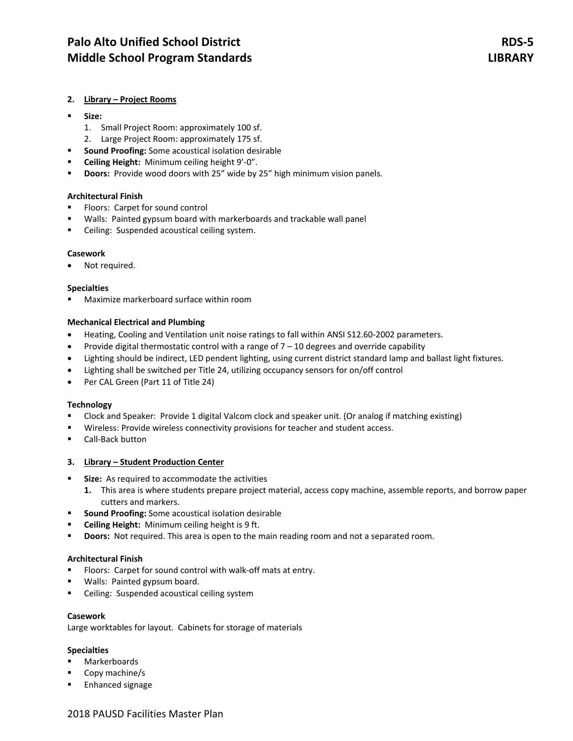## 2. Library – Project Rooms

- **Size:**
    1. Small Project Room: approximately 100 sf.
    2. Large Project Room: approximately 175 sf.
- **Sound Proofing:** Some acoustical isolation desirable
- **Ceiling Height:** Minimum ceiling height 9'-0".
- **Doors:** Provide wood doors with 25" wide by 25" high minimum vision panels.

### Architectural Finish

- Floors: Carpet for sound control
- Walls: Painted gypsum board with markerboards and trackable wall panel
- Ceiling: Suspended acoustical ceiling system.

### Casework

- Not required.

### Specialties

- Maximize markerboard surface within room

### Mechanical Electrical and Plumbing

- Heating, Cooling and Ventilation unit noise ratings to fall within ANSI S12.60-2002 parameters.
- Provide digital thermostatic control with a range of 7 – 10 degrees and override capability
- Lighting should be indirect, LED pendent lighting, using current district standard lamp and ballast light fixtures.
- Lighting shall be switched per Title 24, utilizing occupancy sensors for on/off control
- Per CAL Green (Part 11 of Title 24)

### Technology

- Clock and Speaker: Provide 1 digital Valcom clock and speaker unit. (Or analog if matching existing)
- Wireless: Provide wireless connectivity provisions for teacher and student access.
- Call-Back button

## 3. Library – Student Production Center

- **Size:** As required to accommodate the activities
    1. This area is where students prepare project material, access copy machine, assemble reports, and borrow paper cutters and markers.
- **Sound Proofing:** Some acoustical isolation desirable
- **Ceiling Height:** Minimum ceiling height is 9 ft.
- **Doors:** Not required. This area is open to the main reading room and not a separated room.

### Architectural Finish

- Floors: Carpet for sound control with walk-off mats at entry.
- Walls: Painted gypsum board.
- Ceiling: Suspended acoustical ceiling system

### Casework

Large worktables for layout. Cabinets for storage of materials

### Specialties

- Markerboards
- Copy machine/s
- Enhanced signage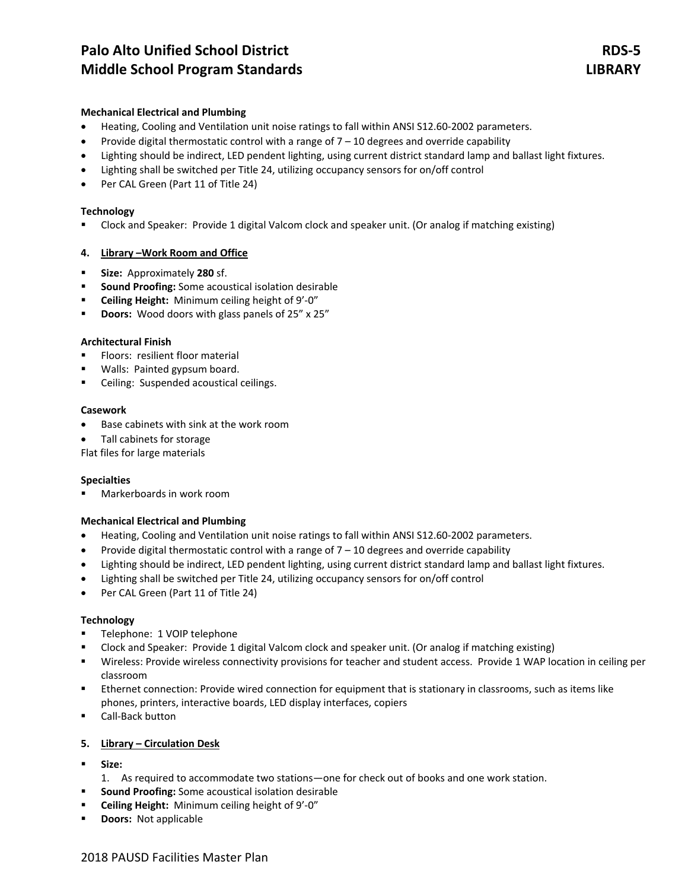**Mechanical Electrical and Plumbing**

- Heating, Cooling and Ventilation unit noise ratings to fall within ANSI S12.60-2002 parameters.
- Provide digital thermostatic control with a range of 7 – 10 degrees and override capability
- Lighting should be indirect, LED pendent lighting, using current district standard lamp and ballast light fixtures.
- Lighting shall be switched per Title 24, utilizing occupancy sensors for on/off control
- Per CAL Green (Part 11 of Title 24)

**Technology**

- Clock and Speaker: Provide 1 digital Valcom clock and speaker unit. (Or analog if matching existing)

### 4. Library –Work Room and Office

- **Size:** Approximately **280** sf.
- **Sound Proofing:** Some acoustical isolation desirable
- **Ceiling Height:** Minimum ceiling height of 9’-0”
- **Doors:** Wood doors with glass panels of 25” x 25”

**Architectural Finish**

- Floors: resilient floor material
- Walls: Painted gypsum board.
- Ceiling: Suspended acoustical ceilings.

**Casework**

- Base cabinets with sink at the work room
- Tall cabinets for storage

Flat files for large materials

**Specialties**

- Markerboards in work room

**Mechanical Electrical and Plumbing**

- Heating, Cooling and Ventilation unit noise ratings to fall within ANSI S12.60-2002 parameters.
- Provide digital thermostatic control with a range of 7 – 10 degrees and override capability
- Lighting should be indirect, LED pendent lighting, using current district standard lamp and ballast light fixtures.
- Lighting shall be switched per Title 24, utilizing occupancy sensors for on/off control
- Per CAL Green (Part 11 of Title 24)

**Technology**

- Telephone: 1 VOIP telephone
- Clock and Speaker: Provide 1 digital Valcom clock and speaker unit. (Or analog if matching existing)
- Wireless: Provide wireless connectivity provisions for teacher and student access. Provide 1 WAP location in ceiling per classroom
- Ethernet connection: Provide wired connection for equipment that is stationary in classrooms, such as items like phones, printers, interactive boards, LED display interfaces, copiers
- Call-Back button

### 5. Library – Circulation Desk

- **Size:**
  1. As required to accommodate two stations—one for check out of books and one work station.
- **Sound Proofing:** Some acoustical isolation desirable
- **Ceiling Height:** Minimum ceiling height of 9’-0”
- **Doors:** Not applicable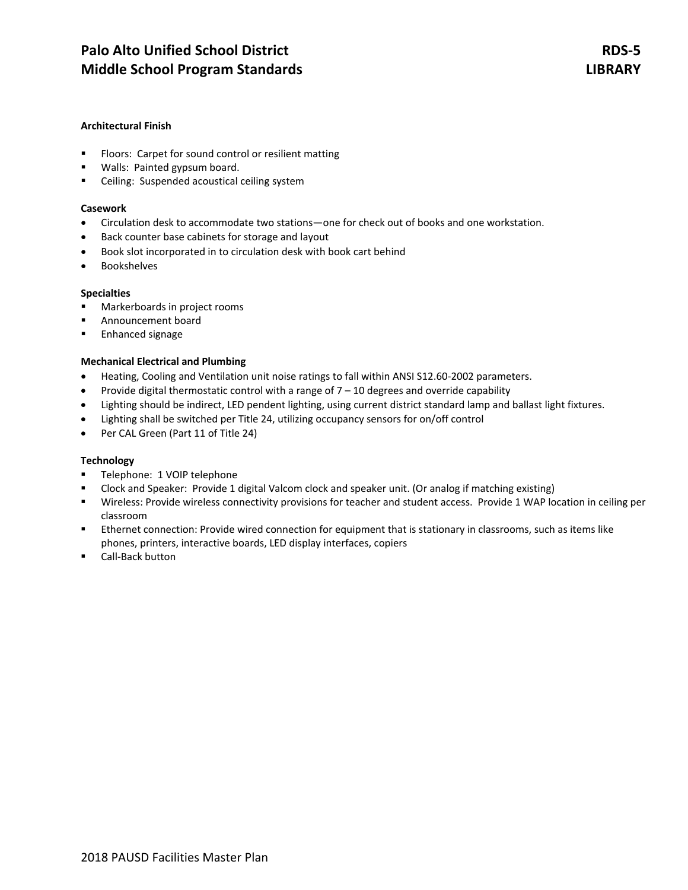# Palo Alto Unified School District — RDS-5
## Middle School Program Standards — LIBRARY

**Architectural Finish**

- Floors: Carpet for sound control or resilient matting
- Walls: Painted gypsum board.
- Ceiling: Suspended acoustical ceiling system

**Casework**

- Circulation desk to accommodate two stations—one for check out of books and one workstation.
- Back counter base cabinets for storage and layout
- Book slot incorporated in to circulation desk with book cart behind
- Bookshelves

**Specialties**

- Markerboards in project rooms
- Announcement board
- Enhanced signage

**Mechanical Electrical and Plumbing**

- Heating, Cooling and Ventilation unit noise ratings to fall within ANSI S12.60-2002 parameters.
- Provide digital thermostatic control with a range of 7 – 10 degrees and override capability
- Lighting should be indirect, LED pendent lighting, using current district standard lamp and ballast light fixtures.
- Lighting shall be switched per Title 24, utilizing occupancy sensors for on/off control
- Per CAL Green (Part 11 of Title 24)

**Technology**

- Telephone: 1 VOIP telephone
- Clock and Speaker: Provide 1 digital Valcom clock and speaker unit. (Or analog if matching existing)
- Wireless: Provide wireless connectivity provisions for teacher and student access. Provide 1 WAP location in ceiling per classroom
- Ethernet connection: Provide wired connection for equipment that is stationary in classrooms, such as items like phones, printers, interactive boards, LED display interfaces, copiers
- Call-Back button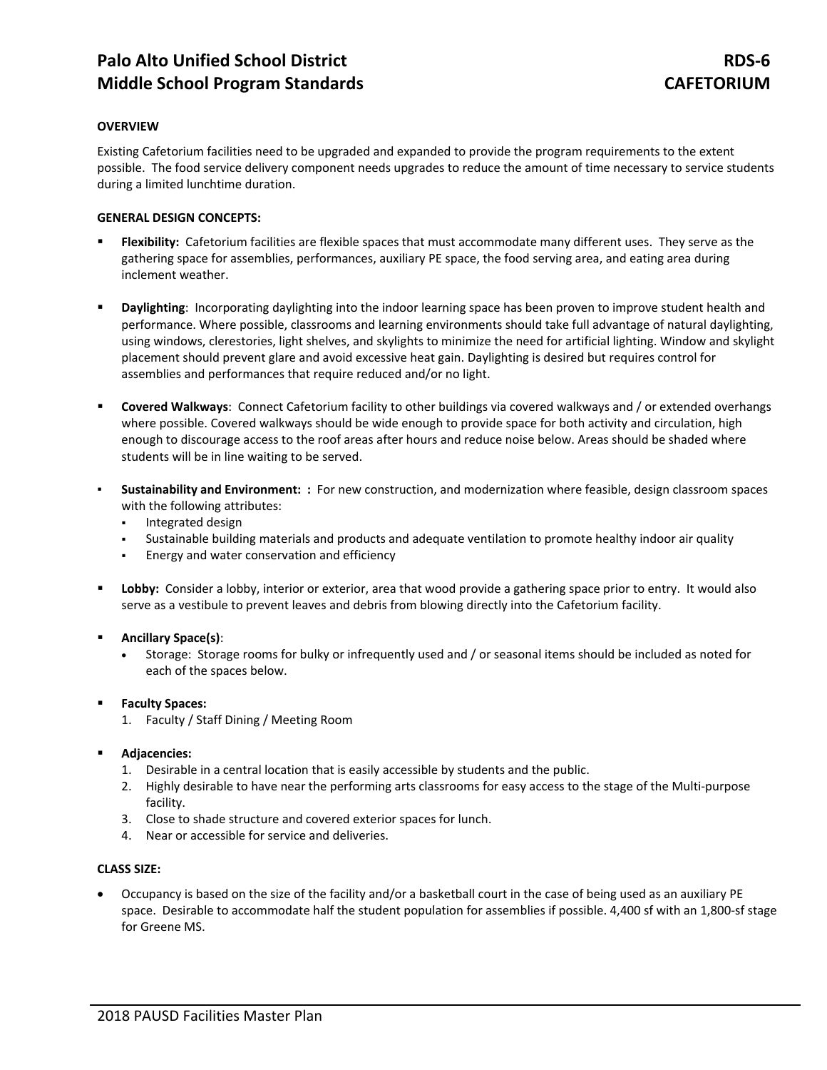# Palo Alto Unified School District — RDS-6
## Middle School Program Standards — CAFETORIUM

**OVERVIEW**

Existing Cafetorium facilities need to be upgraded and expanded to provide the program requirements to the extent possible. The food service delivery component needs upgrades to reduce the amount of time necessary to service students during a limited lunchtime duration.

**GENERAL DESIGN CONCEPTS:**

- **Flexibility:** Cafetorium facilities are flexible spaces that must accommodate many different uses. They serve as the gathering space for assemblies, performances, auxiliary PE space, the food serving area, and eating area during inclement weather.
- **Daylighting**: Incorporating daylighting into the indoor learning space has been proven to improve student health and performance. Where possible, classrooms and learning environments should take full advantage of natural daylighting, using windows, clerestories, light shelves, and skylights to minimize the need for artificial lighting. Window and skylight placement should prevent glare and avoid excessive heat gain. Daylighting is desired but requires control for assemblies and performances that require reduced and/or no light.
- **Covered Walkways**: Connect Cafetorium facility to other buildings via covered walkways and / or extended overhangs where possible. Covered walkways should be wide enough to provide space for both activity and circulation, high enough to discourage access to the roof areas after hours and reduce noise below. Areas should be shaded where students will be in line waiting to be served.
- **Sustainability and Environment: :** For new construction, and modernization where feasible, design classroom spaces with the following attributes:
  - Integrated design
  - Sustainable building materials and products and adequate ventilation to promote healthy indoor air quality
  - Energy and water conservation and efficiency
- **Lobby:** Consider a lobby, interior or exterior, area that wood provide a gathering space prior to entry. It would also serve as a vestibule to prevent leaves and debris from blowing directly into the Cafetorium facility.
- **Ancillary Space(s)**:
  - Storage: Storage rooms for bulky or infrequently used and / or seasonal items should be included as noted for each of the spaces below.
- **Faculty Spaces:**
  1. Faculty / Staff Dining / Meeting Room
- **Adjacencies:**
  1. Desirable in a central location that is easily accessible by students and the public.
  2. Highly desirable to have near the performing arts classrooms for easy access to the stage of the Multi-purpose facility.
  3. Close to shade structure and covered exterior spaces for lunch.
  4. Near or accessible for service and deliveries.

**CLASS SIZE:**

- Occupancy is based on the size of the facility and/or a basketball court in the case of being used as an auxiliary PE space. Desirable to accommodate half the student population for assemblies if possible. 4,400 sf with an 1,800-sf stage for Greene MS.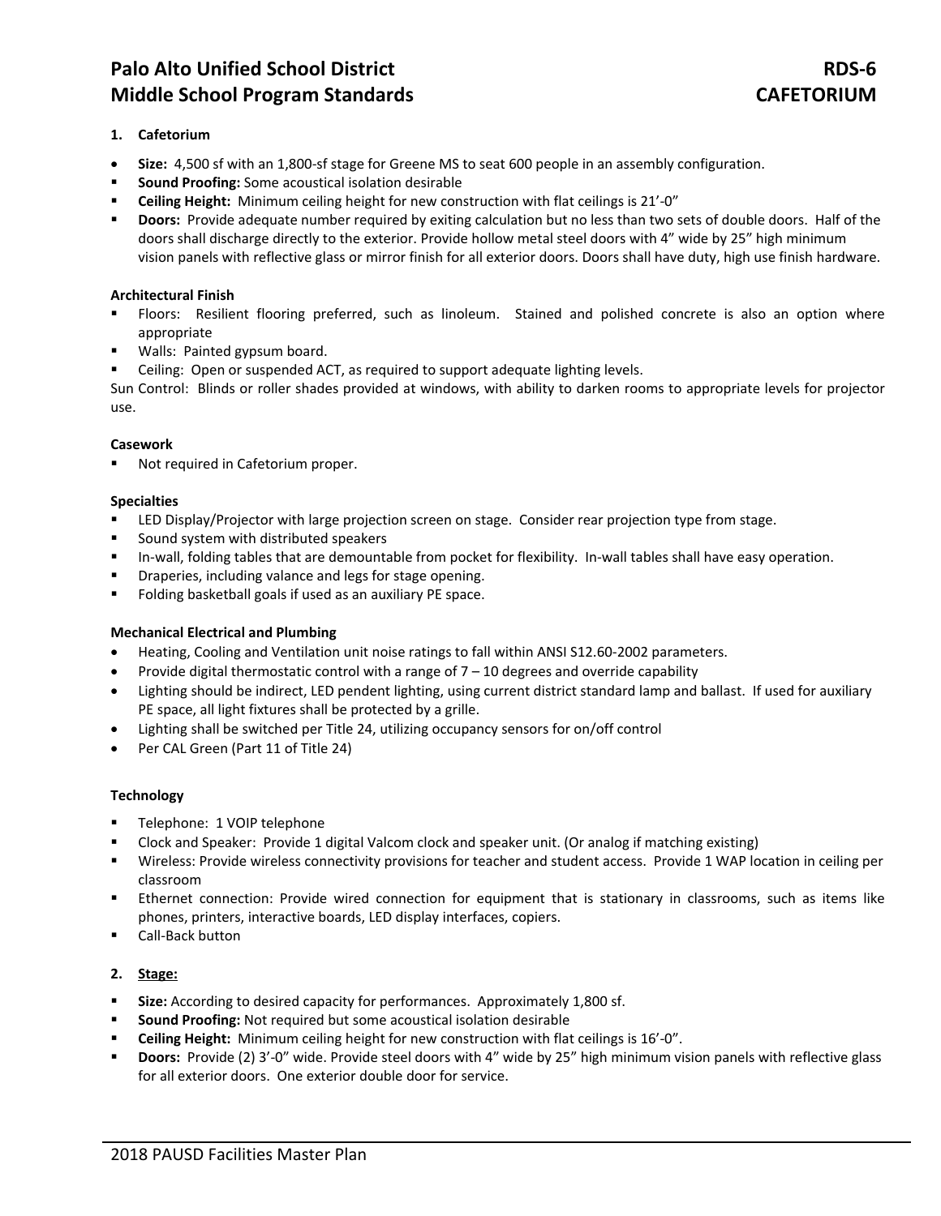## 1. Cafetorium

- **Size:** 4,500 sf with an 1,800-sf stage for Greene MS to seat 600 people in an assembly configuration.
- **Sound Proofing:** Some acoustical isolation desirable
- **Ceiling Height:** Minimum ceiling height for new construction with flat ceilings is 21'-0"
- **Doors:** Provide adequate number required by exiting calculation but no less than two sets of double doors. Half of the doors shall discharge directly to the exterior. Provide hollow metal steel doors with 4" wide by 25" high minimum vision panels with reflective glass or mirror finish for all exterior doors. Doors shall have duty, high use finish hardware.

**Architectural Finish**

- Floors: Resilient flooring preferred, such as linoleum. Stained and polished concrete is also an option where appropriate
- Walls: Painted gypsum board.
- Ceiling: Open or suspended ACT, as required to support adequate lighting levels.

Sun Control: Blinds or roller shades provided at windows, with ability to darken rooms to appropriate levels for projector use.

**Casework**

- Not required in Cafetorium proper.

**Specialties**

- LED Display/Projector with large projection screen on stage. Consider rear projection type from stage.
- Sound system with distributed speakers
- In-wall, folding tables that are demountable from pocket for flexibility. In-wall tables shall have easy operation.
- Draperies, including valance and legs for stage opening.
- Folding basketball goals if used as an auxiliary PE space.

**Mechanical Electrical and Plumbing**

- Heating, Cooling and Ventilation unit noise ratings to fall within ANSI S12.60-2002 parameters.
- Provide digital thermostatic control with a range of 7 – 10 degrees and override capability
- Lighting should be indirect, LED pendent lighting, using current district standard lamp and ballast. If used for auxiliary PE space, all light fixtures shall be protected by a grille.
- Lighting shall be switched per Title 24, utilizing occupancy sensors for on/off control
- Per CAL Green (Part 11 of Title 24)

**Technology**

- Telephone: 1 VOIP telephone
- Clock and Speaker: Provide 1 digital Valcom clock and speaker unit. (Or analog if matching existing)
- Wireless: Provide wireless connectivity provisions for teacher and student access. Provide 1 WAP location in ceiling per classroom
- Ethernet connection: Provide wired connection for equipment that is stationary in classrooms, such as items like phones, printers, interactive boards, LED display interfaces, copiers.
- Call-Back button

## 2. Stage:

- **Size:** According to desired capacity for performances. Approximately 1,800 sf.
- **Sound Proofing:** Not required but some acoustical isolation desirable
- **Ceiling Height:** Minimum ceiling height for new construction with flat ceilings is 16'-0".
- **Doors:** Provide (2) 3'-0" wide. Provide steel doors with 4" wide by 25" high minimum vision panels with reflective glass for all exterior doors. One exterior double door for service.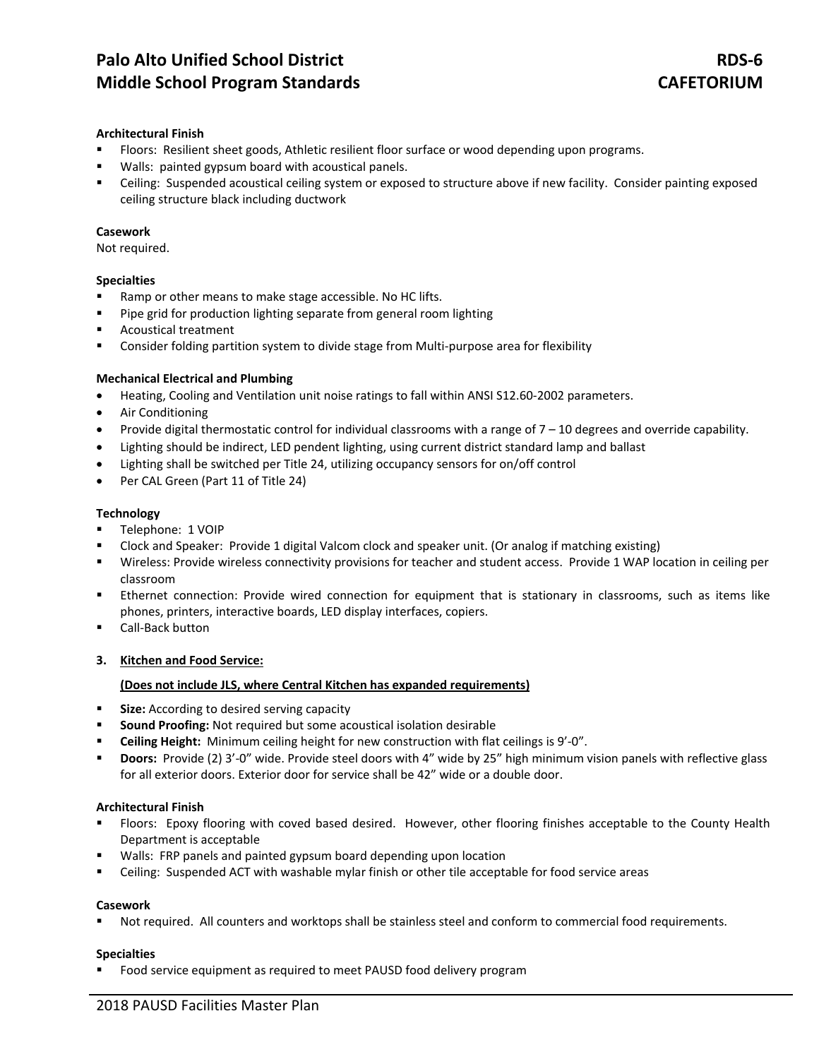**Architectural Finish**

- Floors: Resilient sheet goods, Athletic resilient floor surface or wood depending upon programs.
- Walls: painted gypsum board with acoustical panels.
- Ceiling: Suspended acoustical ceiling system or exposed to structure above if new facility. Consider painting exposed ceiling structure black including ductwork

**Casework**

Not required.

**Specialties**

- Ramp or other means to make stage accessible. No HC lifts.
- Pipe grid for production lighting separate from general room lighting
- Acoustical treatment
- Consider folding partition system to divide stage from Multi-purpose area for flexibility

**Mechanical Electrical and Plumbing**

- Heating, Cooling and Ventilation unit noise ratings to fall within ANSI S12.60-2002 parameters.
- Air Conditioning
- Provide digital thermostatic control for individual classrooms with a range of 7 – 10 degrees and override capability.
- Lighting should be indirect, LED pendent lighting, using current district standard lamp and ballast
- Lighting shall be switched per Title 24, utilizing occupancy sensors for on/off control
- Per CAL Green (Part 11 of Title 24)

**Technology**

- Telephone: 1 VOIP
- Clock and Speaker: Provide 1 digital Valcom clock and speaker unit. (Or analog if matching existing)
- Wireless: Provide wireless connectivity provisions for teacher and student access. Provide 1 WAP location in ceiling per classroom
- Ethernet connection: Provide wired connection for equipment that is stationary in classrooms, such as items like phones, printers, interactive boards, LED display interfaces, copiers.
- Call-Back button

**3. Kitchen and Food Service:**

**(Does not include JLS, where Central Kitchen has expanded requirements)**

- **Size:** According to desired serving capacity
- **Sound Proofing:** Not required but some acoustical isolation desirable
- **Ceiling Height:** Minimum ceiling height for new construction with flat ceilings is 9'-0".
- **Doors:** Provide (2) 3'-0" wide. Provide steel doors with 4" wide by 25" high minimum vision panels with reflective glass for all exterior doors. Exterior door for service shall be 42" wide or a double door.

**Architectural Finish**

- Floors: Epoxy flooring with coved based desired. However, other flooring finishes acceptable to the County Health Department is acceptable
- Walls: FRP panels and painted gypsum board depending upon location
- Ceiling: Suspended ACT with washable mylar finish or other tile acceptable for food service areas

**Casework**

- Not required. All counters and worktops shall be stainless steel and conform to commercial food requirements.

**Specialties**

- Food service equipment as required to meet PAUSD food delivery program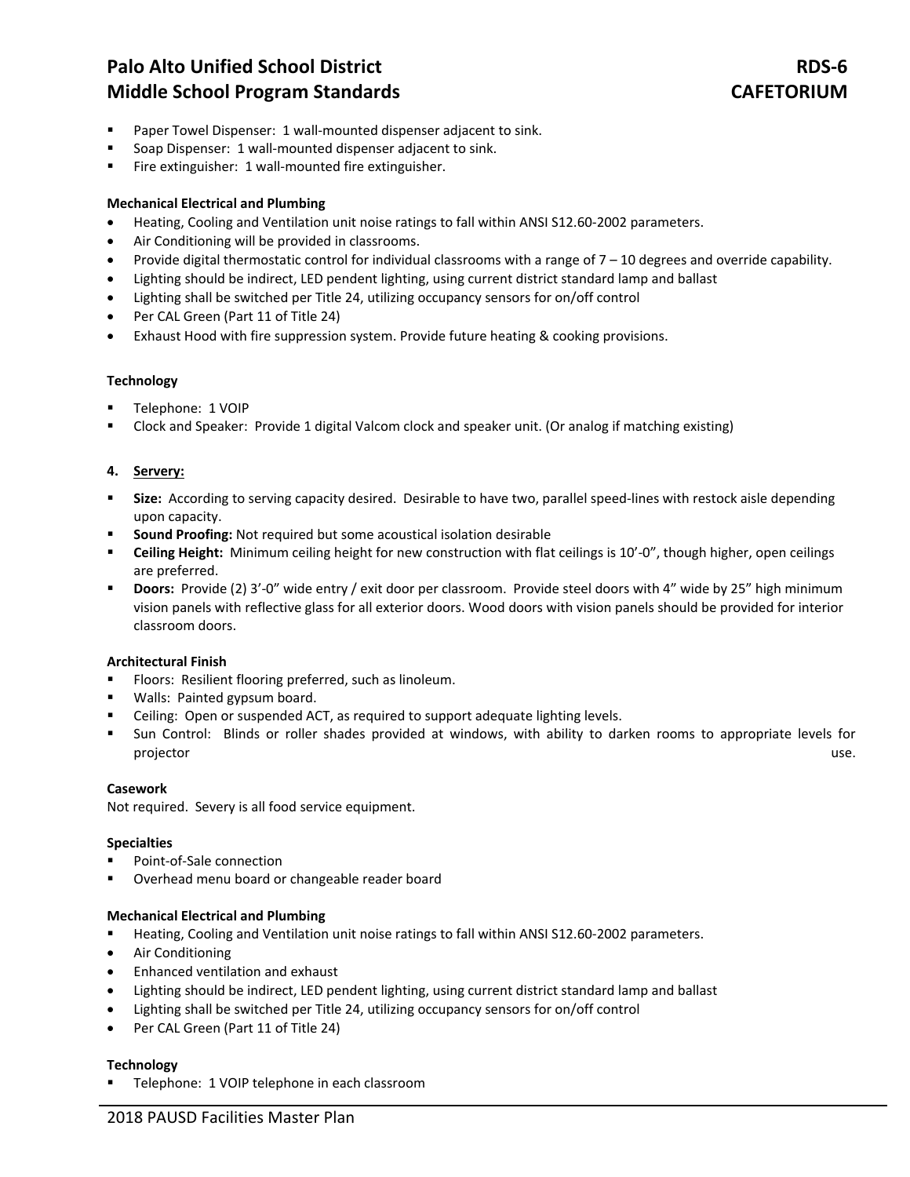- Paper Towel Dispenser: 1 wall-mounted dispenser adjacent to sink.
- Soap Dispenser: 1 wall-mounted dispenser adjacent to sink.
- Fire extinguisher: 1 wall-mounted fire extinguisher.

**Mechanical Electrical and Plumbing**

- Heating, Cooling and Ventilation unit noise ratings to fall within ANSI S12.60-2002 parameters.
- Air Conditioning will be provided in classrooms.
- Provide digital thermostatic control for individual classrooms with a range of 7 – 10 degrees and override capability.
- Lighting should be indirect, LED pendent lighting, using current district standard lamp and ballast
- Lighting shall be switched per Title 24, utilizing occupancy sensors for on/off control
- Per CAL Green (Part 11 of Title 24)
- Exhaust Hood with fire suppression system. Provide future heating & cooking provisions.

**Technology**

- Telephone: 1 VOIP
- Clock and Speaker: Provide 1 digital Valcom clock and speaker unit. (Or analog if matching existing)

**4. Servery:**

- **Size:** According to serving capacity desired. Desirable to have two, parallel speed-lines with restock aisle depending upon capacity.
- **Sound Proofing:** Not required but some acoustical isolation desirable
- **Ceiling Height:** Minimum ceiling height for new construction with flat ceilings is 10'-0", though higher, open ceilings are preferred.
- **Doors:** Provide (2) 3'-0" wide entry / exit door per classroom. Provide steel doors with 4" wide by 25" high minimum vision panels with reflective glass for all exterior doors. Wood doors with vision panels should be provided for interior classroom doors.

**Architectural Finish**

- Floors: Resilient flooring preferred, such as linoleum.
- Walls: Painted gypsum board.
- Ceiling: Open or suspended ACT, as required to support adequate lighting levels.
- Sun Control: Blinds or roller shades provided at windows, with ability to darken rooms to appropriate levels for projector use.

**Casework**

Not required. Severy is all food service equipment.

**Specialties**

- Point-of-Sale connection
- Overhead menu board or changeable reader board

**Mechanical Electrical and Plumbing**

- Heating, Cooling and Ventilation unit noise ratings to fall within ANSI S12.60-2002 parameters.
- Air Conditioning
- Enhanced ventilation and exhaust
- Lighting should be indirect, LED pendent lighting, using current district standard lamp and ballast
- Lighting shall be switched per Title 24, utilizing occupancy sensors for on/off control
- Per CAL Green (Part 11 of Title 24)

**Technology**

- Telephone: 1 VOIP telephone in each classroom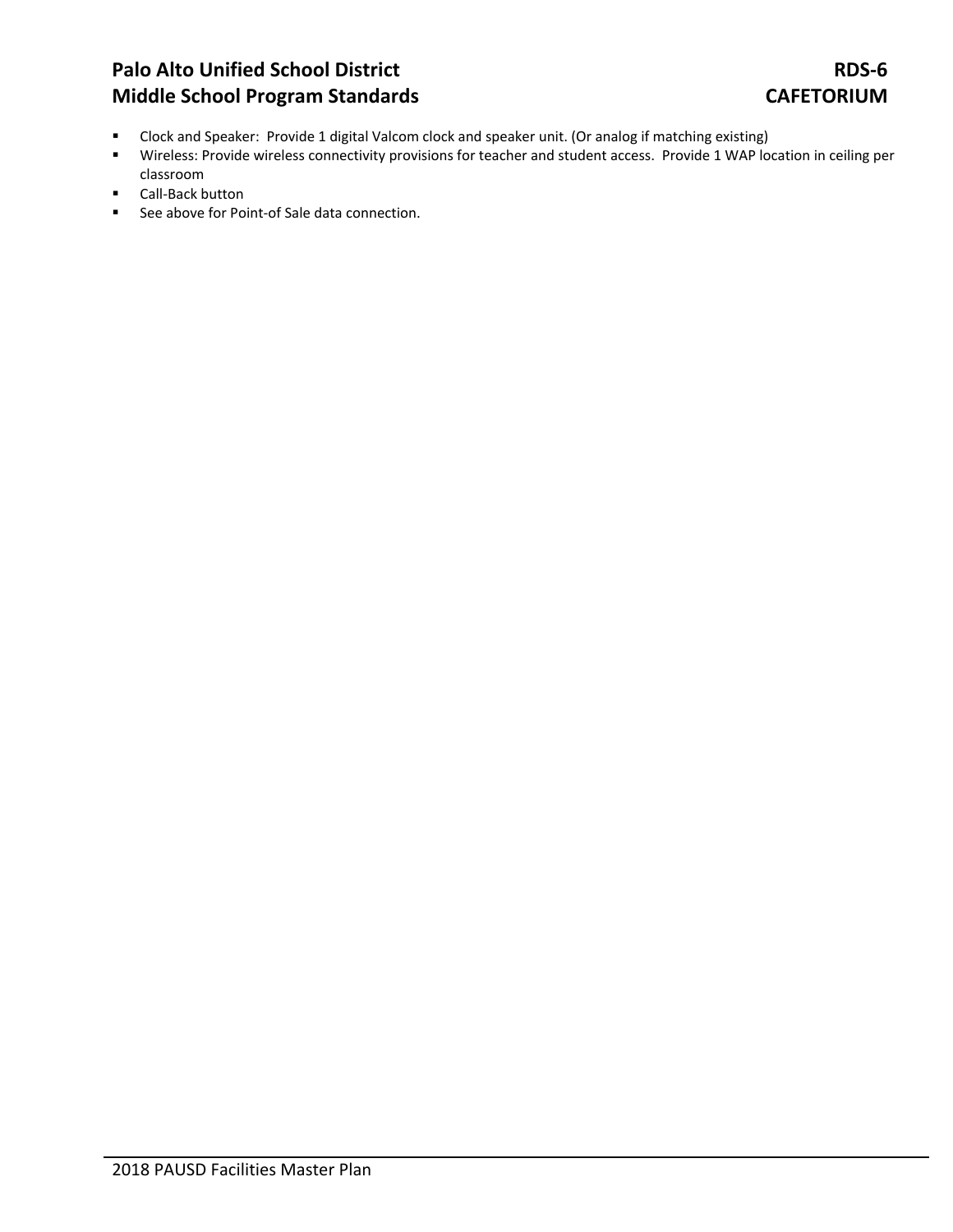- Clock and Speaker:  Provide 1 digital Valcom clock and speaker unit. (Or analog if matching existing)
- Wireless: Provide wireless connectivity provisions for teacher and student access.  Provide 1 WAP location in ceiling per classroom
- Call-Back button
- See above for Point-of Sale data connection.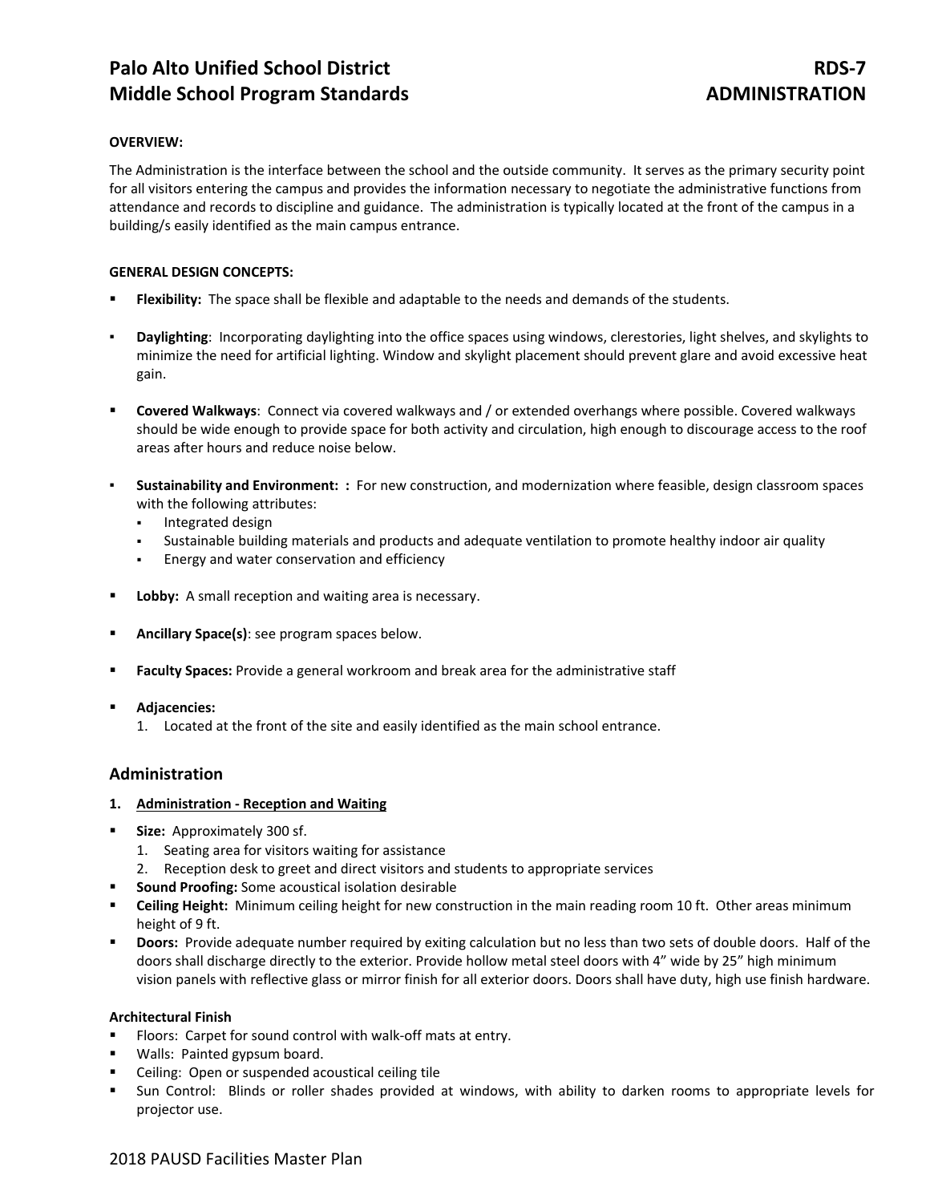# Palo Alto Unified School District — RDS-7
## Middle School Program Standards — ADMINISTRATION

**OVERVIEW:**

The Administration is the interface between the school and the outside community. It serves as the primary security point for all visitors entering the campus and provides the information necessary to negotiate the administrative functions from attendance and records to discipline and guidance. The administration is typically located at the front of the campus in a building/s easily identified as the main campus entrance.

**GENERAL DESIGN CONCEPTS:**

- **Flexibility:** The space shall be flexible and adaptable to the needs and demands of the students.
- **Daylighting**: Incorporating daylighting into the office spaces using windows, clerestories, light shelves, and skylights to minimize the need for artificial lighting. Window and skylight placement should prevent glare and avoid excessive heat gain.
- **Covered Walkways**: Connect via covered walkways and / or extended overhangs where possible. Covered walkways should be wide enough to provide space for both activity and circulation, high enough to discourage access to the roof areas after hours and reduce noise below.
- **Sustainability and Environment: :** For new construction, and modernization where feasible, design classroom spaces with the following attributes:
  - Integrated design
  - Sustainable building materials and products and adequate ventilation to promote healthy indoor air quality
  - Energy and water conservation and efficiency
- **Lobby:** A small reception and waiting area is necessary.
- **Ancillary Space(s)**: see program spaces below.
- **Faculty Spaces:** Provide a general workroom and break area for the administrative staff
- **Adjacencies:**
  1. Located at the front of the site and easily identified as the main school entrance.

## Administration

**1. Administration - Reception and Waiting**

- **Size:** Approximately 300 sf.
  1. Seating area for visitors waiting for assistance
  2. Reception desk to greet and direct visitors and students to appropriate services
- **Sound Proofing:** Some acoustical isolation desirable
- **Ceiling Height:** Minimum ceiling height for new construction in the main reading room 10 ft. Other areas minimum height of 9 ft.
- **Doors:** Provide adequate number required by exiting calculation but no less than two sets of double doors. Half of the doors shall discharge directly to the exterior. Provide hollow metal steel doors with 4" wide by 25" high minimum vision panels with reflective glass or mirror finish for all exterior doors. Doors shall have duty, high use finish hardware.

**Architectural Finish**

- Floors: Carpet for sound control with walk-off mats at entry.
- Walls: Painted gypsum board.
- Ceiling: Open or suspended acoustical ceiling tile
- Sun Control: Blinds or roller shades provided at windows, with ability to darken rooms to appropriate levels for projector use.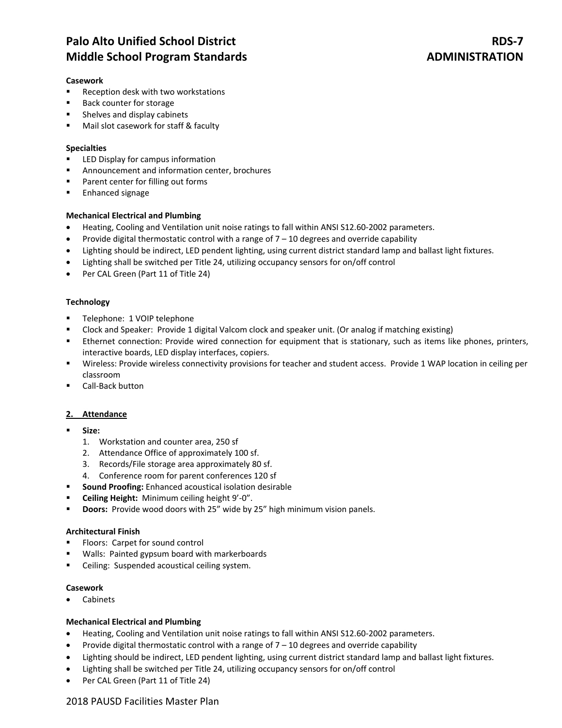**Casework**
- Reception desk with two workstations
- Back counter for storage
- Shelves and display cabinets
- Mail slot casework for staff & faculty

**Specialties**
- LED Display for campus information
- Announcement and information center, brochures
- Parent center for filling out forms
- Enhanced signage

**Mechanical Electrical and Plumbing**
- Heating, Cooling and Ventilation unit noise ratings to fall within ANSI S12.60-2002 parameters.
- Provide digital thermostatic control with a range of 7 – 10 degrees and override capability
- Lighting should be indirect, LED pendent lighting, using current district standard lamp and ballast light fixtures.
- Lighting shall be switched per Title 24, utilizing occupancy sensors for on/off control
- Per CAL Green (Part 11 of Title 24)

**Technology**
- Telephone: 1 VOIP telephone
- Clock and Speaker: Provide 1 digital Valcom clock and speaker unit. (Or analog if matching existing)
- Ethernet connection: Provide wired connection for equipment that is stationary, such as items like phones, printers, interactive boards, LED display interfaces, copiers.
- Wireless: Provide wireless connectivity provisions for teacher and student access. Provide 1 WAP location in ceiling per classroom
- Call-Back button

## 2. Attendance

- **Size:**
  1. Workstation and counter area, 250 sf
  2. Attendance Office of approximately 100 sf.
  3. Records/File storage area approximately 80 sf.
  4. Conference room for parent conferences 120 sf
- **Sound Proofing:** Enhanced acoustical isolation desirable
- **Ceiling Height:** Minimum ceiling height 9'-0".
- **Doors:** Provide wood doors with 25" wide by 25" high minimum vision panels.

**Architectural Finish**
- Floors: Carpet for sound control
- Walls: Painted gypsum board with markerboards
- Ceiling: Suspended acoustical ceiling system.

**Casework**
- Cabinets

**Mechanical Electrical and Plumbing**
- Heating, Cooling and Ventilation unit noise ratings to fall within ANSI S12.60-2002 parameters.
- Provide digital thermostatic control with a range of 7 – 10 degrees and override capability
- Lighting should be indirect, LED pendent lighting, using current district standard lamp and ballast light fixtures.
- Lighting shall be switched per Title 24, utilizing occupancy sensors for on/off control
- Per CAL Green (Part 11 of Title 24)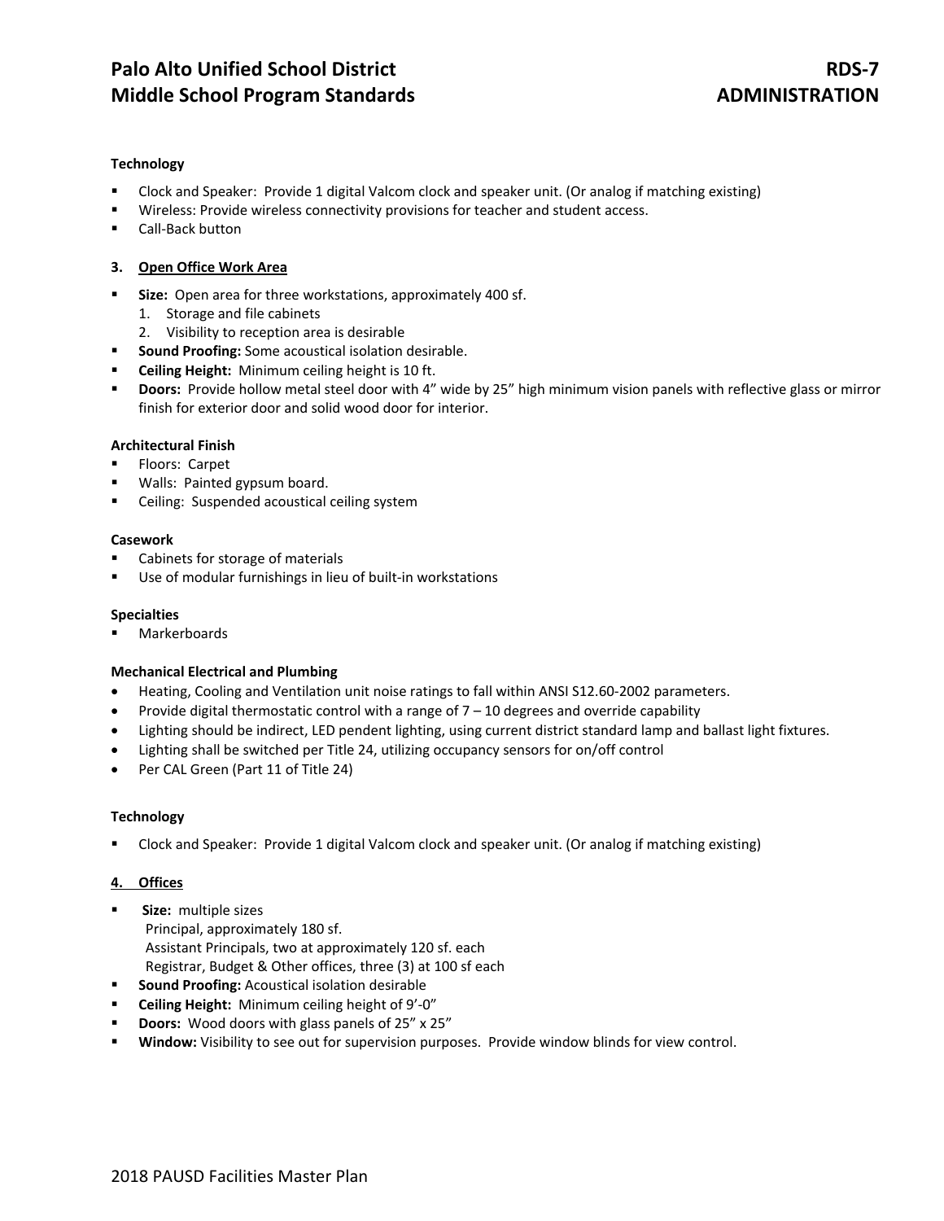**Technology**

- Clock and Speaker: Provide 1 digital Valcom clock and speaker unit. (Or analog if matching existing)
- Wireless: Provide wireless connectivity provisions for teacher and student access.
- Call-Back button

### 3. Open Office Work Area

- **Size:** Open area for three workstations, approximately 400 sf.
  1. Storage and file cabinets
  2. Visibility to reception area is desirable
- **Sound Proofing:** Some acoustical isolation desirable.
- **Ceiling Height:** Minimum ceiling height is 10 ft.
- **Doors:** Provide hollow metal steel door with 4" wide by 25" high minimum vision panels with reflective glass or mirror finish for exterior door and solid wood door for interior.

**Architectural Finish**

- Floors: Carpet
- Walls: Painted gypsum board.
- Ceiling: Suspended acoustical ceiling system

**Casework**

- Cabinets for storage of materials
- Use of modular furnishings in lieu of built-in workstations

**Specialties**

- Markerboards

**Mechanical Electrical and Plumbing**

- Heating, Cooling and Ventilation unit noise ratings to fall within ANSI S12.60-2002 parameters.
- Provide digital thermostatic control with a range of 7 – 10 degrees and override capability
- Lighting should be indirect, LED pendent lighting, using current district standard lamp and ballast light fixtures.
- Lighting shall be switched per Title 24, utilizing occupancy sensors for on/off control
- Per CAL Green (Part 11 of Title 24)

**Technology**

- Clock and Speaker: Provide 1 digital Valcom clock and speaker unit. (Or analog if matching existing)

### 4. Offices

- **Size:** multiple sizes
  Principal, approximately 180 sf.
  Assistant Principals, two at approximately 120 sf. each
  Registrar, Budget & Other offices, three (3) at 100 sf each
- **Sound Proofing:** Acoustical isolation desirable
- **Ceiling Height:** Minimum ceiling height of 9'-0"
- **Doors:** Wood doors with glass panels of 25" x 25"
- **Window:** Visibility to see out for supervision purposes. Provide window blinds for view control.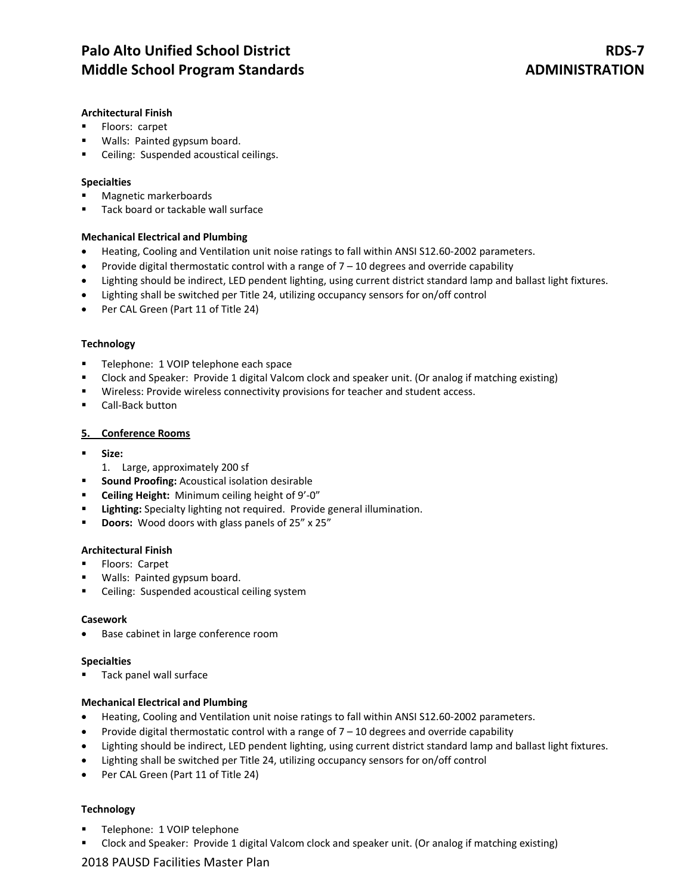**Architectural Finish**

- Floors: carpet
- Walls: Painted gypsum board.
- Ceiling: Suspended acoustical ceilings.

**Specialties**

- Magnetic markerboards
- Tack board or tackable wall surface

**Mechanical Electrical and Plumbing**

- Heating, Cooling and Ventilation unit noise ratings to fall within ANSI S12.60-2002 parameters.
- Provide digital thermostatic control with a range of 7 – 10 degrees and override capability
- Lighting should be indirect, LED pendent lighting, using current district standard lamp and ballast light fixtures.
- Lighting shall be switched per Title 24, utilizing occupancy sensors for on/off control
- Per CAL Green (Part 11 of Title 24)

**Technology**

- Telephone: 1 VOIP telephone each space
- Clock and Speaker: Provide 1 digital Valcom clock and speaker unit. (Or analog if matching existing)
- Wireless: Provide wireless connectivity provisions for teacher and student access.
- Call-Back button

**<u>5. Conference Rooms</u>**

- **Size:**
  1. Large, approximately 200 sf
- **Sound Proofing:** Acoustical isolation desirable
- **Ceiling Height:** Minimum ceiling height of 9'-0"
- **Lighting:** Specialty lighting not required. Provide general illumination.
- **Doors:** Wood doors with glass panels of 25" x 25"

**Architectural Finish**

- Floors: Carpet
- Walls: Painted gypsum board.
- Ceiling: Suspended acoustical ceiling system

**Casework**

- Base cabinet in large conference room

**Specialties**

- Tack panel wall surface

**Mechanical Electrical and Plumbing**

- Heating, Cooling and Ventilation unit noise ratings to fall within ANSI S12.60-2002 parameters.
- Provide digital thermostatic control with a range of 7 – 10 degrees and override capability
- Lighting should be indirect, LED pendent lighting, using current district standard lamp and ballast light fixtures.
- Lighting shall be switched per Title 24, utilizing occupancy sensors for on/off control
- Per CAL Green (Part 11 of Title 24)

**Technology**

- Telephone: 1 VOIP telephone
- Clock and Speaker: Provide 1 digital Valcom clock and speaker unit. (Or analog if matching existing)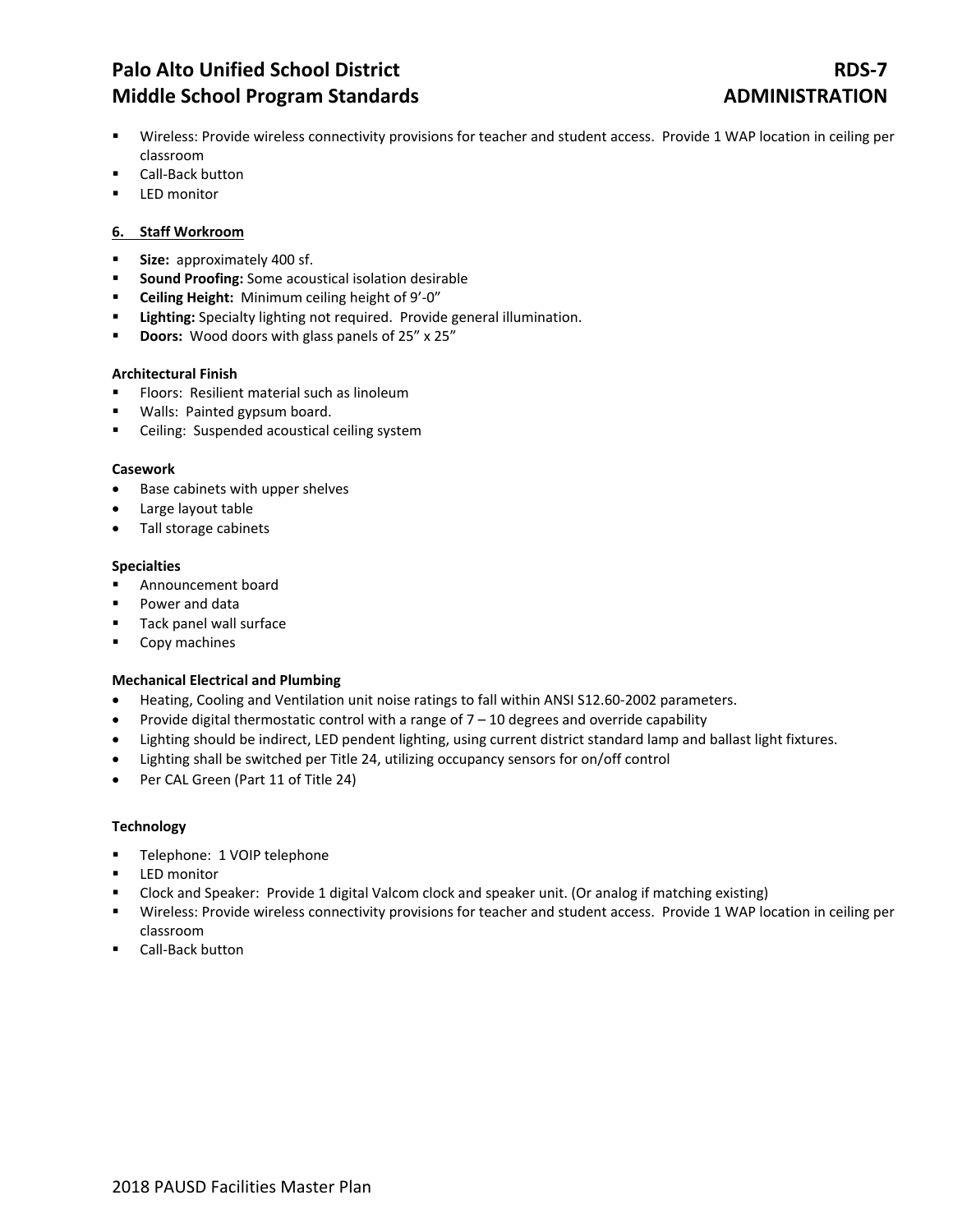- Wireless: Provide wireless connectivity provisions for teacher and student access. Provide 1 WAP location in ceiling per classroom
- Call-Back button
- LED monitor

### 6. Staff Workroom

- **Size:** approximately 400 sf.
- **Sound Proofing:** Some acoustical isolation desirable
- **Ceiling Height:** Minimum ceiling height of 9'-0"
- **Lighting:** Specialty lighting not required. Provide general illumination.
- **Doors:** Wood doors with glass panels of 25" x 25"

**Architectural Finish**

- Floors: Resilient material such as linoleum
- Walls: Painted gypsum board.
- Ceiling: Suspended acoustical ceiling system

**Casework**

- Base cabinets with upper shelves
- Large layout table
- Tall storage cabinets

**Specialties**

- Announcement board
- Power and data
- Tack panel wall surface
- Copy machines

**Mechanical Electrical and Plumbing**

- Heating, Cooling and Ventilation unit noise ratings to fall within ANSI S12.60-2002 parameters.
- Provide digital thermostatic control with a range of 7 – 10 degrees and override capability
- Lighting should be indirect, LED pendent lighting, using current district standard lamp and ballast light fixtures.
- Lighting shall be switched per Title 24, utilizing occupancy sensors for on/off control
- Per CAL Green (Part 11 of Title 24)

**Technology**

- Telephone: 1 VOIP telephone
- LED monitor
- Clock and Speaker: Provide 1 digital Valcom clock and speaker unit. (Or analog if matching existing)
- Wireless: Provide wireless connectivity provisions for teacher and student access. Provide 1 WAP location in ceiling per classroom
- Call-Back button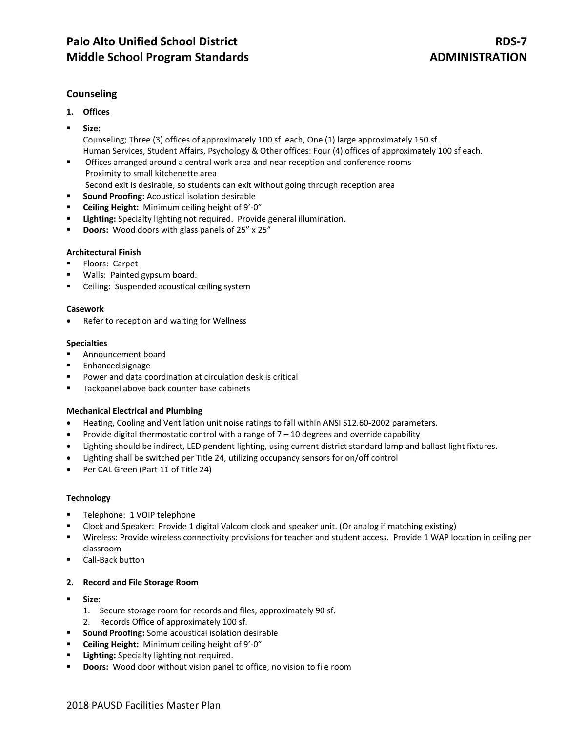## Counseling

### 1. Offices

- **Size:**
  Counseling; Three (3) offices of approximately 100 sf. each, One (1) large approximately 150 sf.
  Human Services, Student Affairs, Psychology & Other offices: Four (4) offices of approximately 100 sf each.
- Offices arranged around a central work area and near reception and conference rooms
  Proximity to small kitchenette area
  Second exit is desirable, so students can exit without going through reception area
- **Sound Proofing:** Acoustical isolation desirable
- **Ceiling Height:** Minimum ceiling height of 9'-0"
- **Lighting:** Specialty lighting not required. Provide general illumination.
- **Doors:** Wood doors with glass panels of 25" x 25"

#### Architectural Finish

- Floors: Carpet
- Walls: Painted gypsum board.
- Ceiling: Suspended acoustical ceiling system

#### Casework

- Refer to reception and waiting for Wellness

#### Specialties

- Announcement board
- Enhanced signage
- Power and data coordination at circulation desk is critical
- Tackpanel above back counter base cabinets

#### Mechanical Electrical and Plumbing

- Heating, Cooling and Ventilation unit noise ratings to fall within ANSI S12.60-2002 parameters.
- Provide digital thermostatic control with a range of 7 – 10 degrees and override capability
- Lighting should be indirect, LED pendent lighting, using current district standard lamp and ballast light fixtures.
- Lighting shall be switched per Title 24, utilizing occupancy sensors for on/off control
- Per CAL Green (Part 11 of Title 24)

#### Technology

- Telephone: 1 VOIP telephone
- Clock and Speaker: Provide 1 digital Valcom clock and speaker unit. (Or analog if matching existing)
- Wireless: Provide wireless connectivity provisions for teacher and student access. Provide 1 WAP location in ceiling per classroom
- Call-Back button

### 2. Record and File Storage Room

- **Size:**
  1. Secure storage room for records and files, approximately 90 sf.
  2. Records Office of approximately 100 sf.
- **Sound Proofing:** Some acoustical isolation desirable
- **Ceiling Height:** Minimum ceiling height of 9'-0"
- **Lighting:** Specialty lighting not required.
- **Doors:** Wood door without vision panel to office, no vision to file room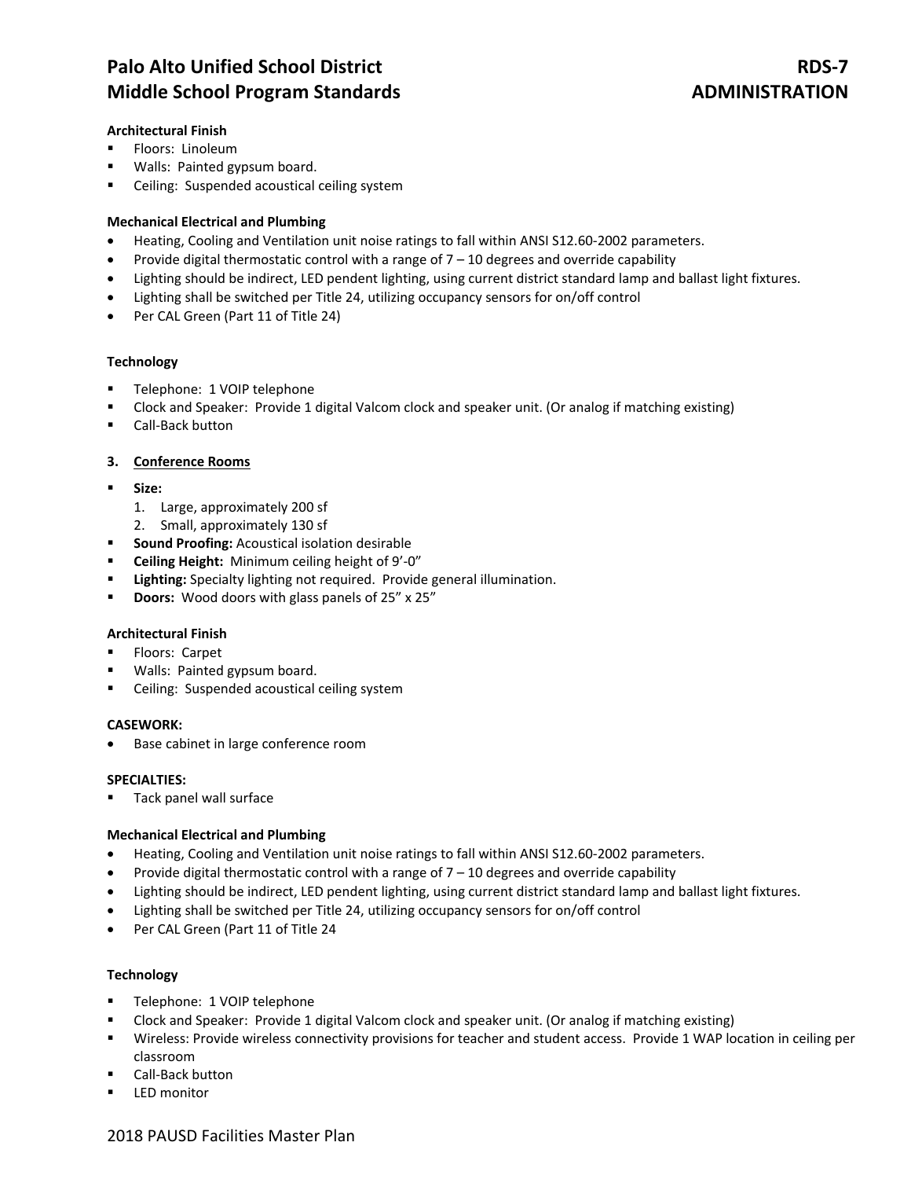**Architectural Finish**

- Floors: Linoleum
- Walls: Painted gypsum board.
- Ceiling: Suspended acoustical ceiling system

**Mechanical Electrical and Plumbing**

- Heating, Cooling and Ventilation unit noise ratings to fall within ANSI S12.60-2002 parameters.
- Provide digital thermostatic control with a range of 7 – 10 degrees and override capability
- Lighting should be indirect, LED pendent lighting, using current district standard lamp and ballast light fixtures.
- Lighting shall be switched per Title 24, utilizing occupancy sensors for on/off control
- Per CAL Green (Part 11 of Title 24)

**Technology**

- Telephone: 1 VOIP telephone
- Clock and Speaker: Provide 1 digital Valcom clock and speaker unit. (Or analog if matching existing)
- Call-Back button

**3. Conference Rooms**

- **Size:**
  1. Large, approximately 200 sf
  2. Small, approximately 130 sf
- **Sound Proofing:** Acoustical isolation desirable
- **Ceiling Height:** Minimum ceiling height of 9'-0"
- **Lighting:** Specialty lighting not required. Provide general illumination.
- **Doors:** Wood doors with glass panels of 25" x 25"

**Architectural Finish**

- Floors: Carpet
- Walls: Painted gypsum board.
- Ceiling: Suspended acoustical ceiling system

**CASEWORK:**

- Base cabinet in large conference room

**SPECIALTIES:**

- Tack panel wall surface

**Mechanical Electrical and Plumbing**

- Heating, Cooling and Ventilation unit noise ratings to fall within ANSI S12.60-2002 parameters.
- Provide digital thermostatic control with a range of 7 – 10 degrees and override capability
- Lighting should be indirect, LED pendent lighting, using current district standard lamp and ballast light fixtures.
- Lighting shall be switched per Title 24, utilizing occupancy sensors for on/off control
- Per CAL Green (Part 11 of Title 24

**Technology**

- Telephone: 1 VOIP telephone
- Clock and Speaker: Provide 1 digital Valcom clock and speaker unit. (Or analog if matching existing)
- Wireless: Provide wireless connectivity provisions for teacher and student access. Provide 1 WAP location in ceiling per classroom
- Call-Back button
- LED monitor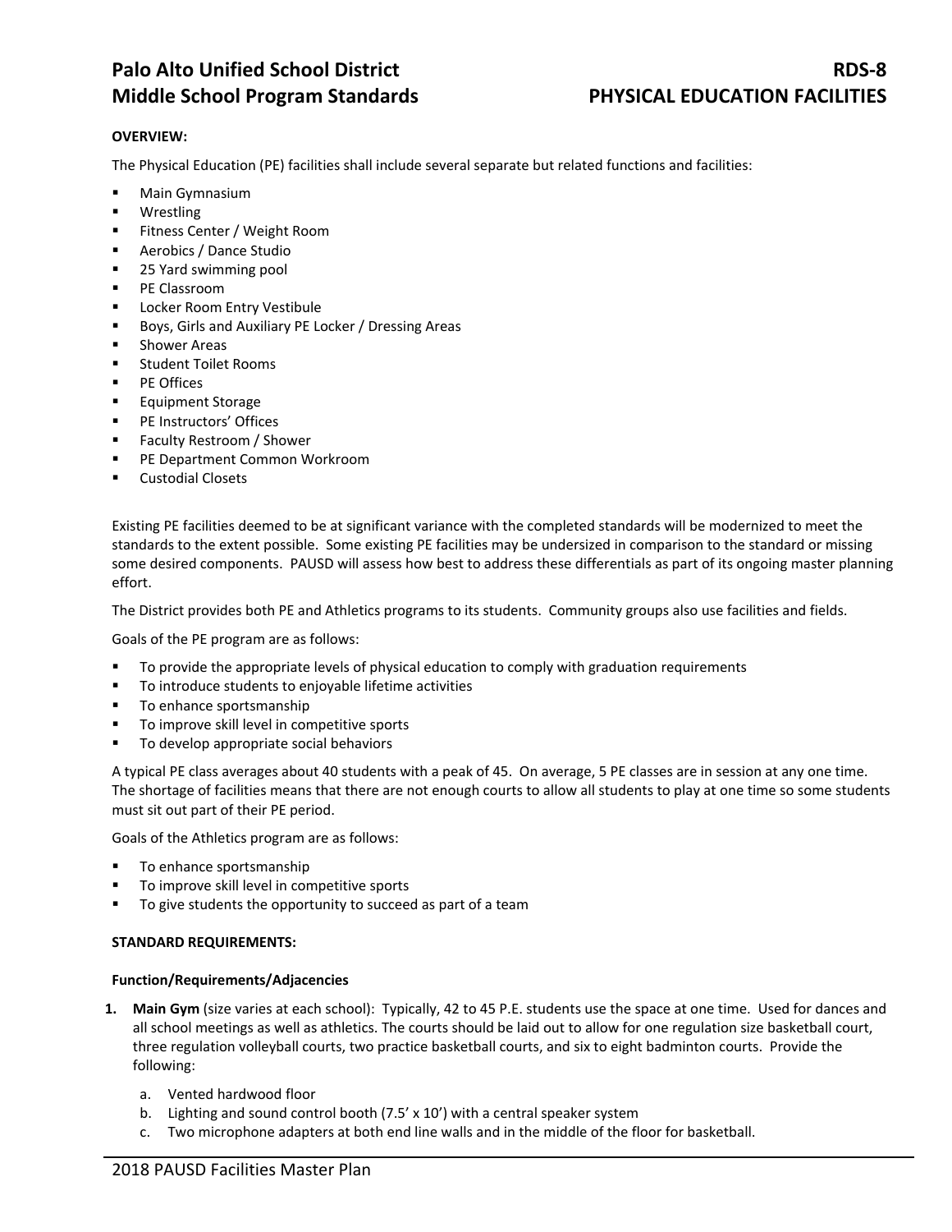# Palo Alto Unified School District — RDS-8
## Middle School Program Standards — PHYSICAL EDUCATION FACILITIES

**OVERVIEW:**

The Physical Education (PE) facilities shall include several separate but related functions and facilities:

- Main Gymnasium
- Wrestling
- Fitness Center / Weight Room
- Aerobics / Dance Studio
- 25 Yard swimming pool
- PE Classroom
- Locker Room Entry Vestibule
- Boys, Girls and Auxiliary PE Locker / Dressing Areas
- Shower Areas
- Student Toilet Rooms
- PE Offices
- Equipment Storage
- PE Instructors' Offices
- Faculty Restroom / Shower
- PE Department Common Workroom
- Custodial Closets

Existing PE facilities deemed to be at significant variance with the completed standards will be modernized to meet the standards to the extent possible. Some existing PE facilities may be undersized in comparison to the standard or missing some desired components. PAUSD will assess how best to address these differentials as part of its ongoing master planning effort.

The District provides both PE and Athletics programs to its students. Community groups also use facilities and fields.

Goals of the PE program are as follows:

- To provide the appropriate levels of physical education to comply with graduation requirements
- To introduce students to enjoyable lifetime activities
- To enhance sportsmanship
- To improve skill level in competitive sports
- To develop appropriate social behaviors

A typical PE class averages about 40 students with a peak of 45. On average, 5 PE classes are in session at any one time. The shortage of facilities means that there are not enough courts to allow all students to play at one time so some students must sit out part of their PE period.

Goals of the Athletics program are as follows:

- To enhance sportsmanship
- To improve skill level in competitive sports
- To give students the opportunity to succeed as part of a team

**STANDARD REQUIREMENTS:**

**Function/Requirements/Adjacencies**

1. **Main Gym** (size varies at each school): Typically, 42 to 45 P.E. students use the space at one time. Used for dances and all school meetings as well as athletics. The courts should be laid out to allow for one regulation size basketball court, three regulation volleyball courts, two practice basketball courts, and six to eight badminton courts. Provide the following:

   a. Vented hardwood floor
   b. Lighting and sound control booth (7.5' x 10') with a central speaker system
   c. Two microphone adapters at both end line walls and in the middle of the floor for basketball.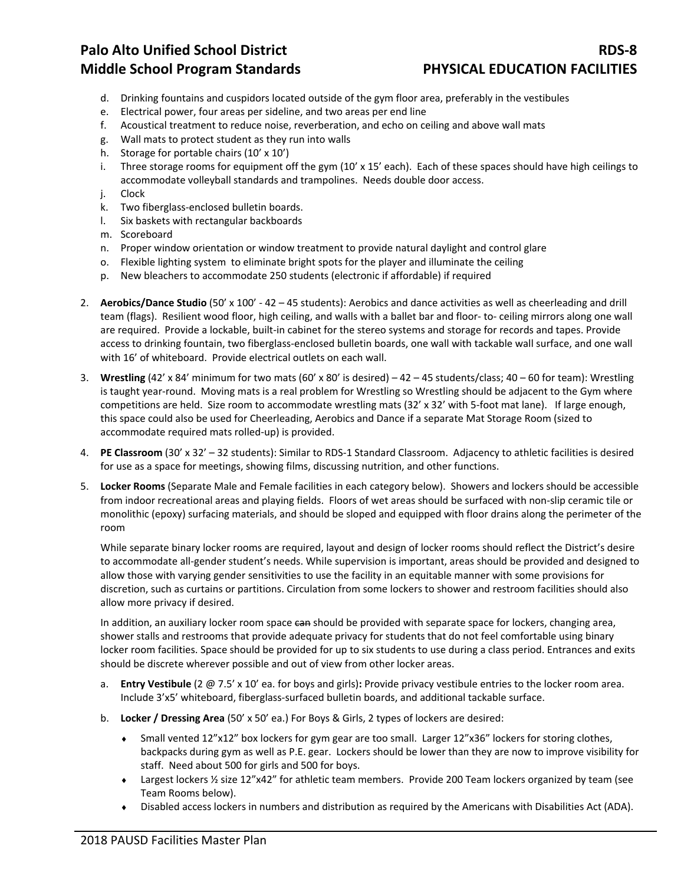d. Drinking fountains and cuspidors located outside of the gym floor area, preferably in the vestibules
e. Electrical power, four areas per sideline, and two areas per end line
f. Acoustical treatment to reduce noise, reverberation, and echo on ceiling and above wall mats
g. Wall mats to protect student as they run into walls
h. Storage for portable chairs (10' x 10')
i. Three storage rooms for equipment off the gym (10' x 15' each). Each of these spaces should have high ceilings to accommodate volleyball standards and trampolines. Needs double door access.
j. Clock
k. Two fiberglass-enclosed bulletin boards.
l. Six baskets with rectangular backboards
m. Scoreboard
n. Proper window orientation or window treatment to provide natural daylight and control glare
o. Flexible lighting system to eliminate bright spots for the player and illuminate the ceiling
p. New bleachers to accommodate 250 students (electronic if affordable) if required

2. **Aerobics/Dance Studio** (50' x 100' - 42 – 45 students): Aerobics and dance activities as well as cheerleading and drill team (flags). Resilient wood floor, high ceiling, and walls with a ballet bar and floor- to- ceiling mirrors along one wall are required. Provide a lockable, built-in cabinet for the stereo systems and storage for records and tapes. Provide access to drinking fountain, two fiberglass-enclosed bulletin boards, one wall with tackable wall surface, and one wall with 16' of whiteboard. Provide electrical outlets on each wall.

3. **Wrestling** (42' x 84' minimum for two mats (60' x 80' is desired) – 42 – 45 students/class; 40 – 60 for team): Wrestling is taught year-round. Moving mats is a real problem for Wrestling so Wrestling should be adjacent to the Gym where competitions are held. Size room to accommodate wrestling mats (32' x 32' with 5-foot mat lane). If large enough, this space could also be used for Cheerleading, Aerobics and Dance if a separate Mat Storage Room (sized to accommodate required mats rolled-up) is provided.

4. **PE Classroom** (30' x 32' – 32 students): Similar to RDS-1 Standard Classroom. Adjacency to athletic facilities is desired for use as a space for meetings, showing films, discussing nutrition, and other functions.

5. **Locker Rooms** (Separate Male and Female facilities in each category below). Showers and lockers should be accessible from indoor recreational areas and playing fields. Floors of wet areas should be surfaced with non-slip ceramic tile or monolithic (epoxy) surfacing materials, and should be sloped and equipped with floor drains along the perimeter of the room

   While separate binary locker rooms are required, layout and design of locker rooms should reflect the District's desire to accommodate all-gender student's needs. While supervision is important, areas should be provided and designed to allow those with varying gender sensitivities to use the facility in an equitable manner with some provisions for discretion, such as curtains or partitions. Circulation from some lockers to shower and restroom facilities should also allow more privacy if desired.

   In addition, an auxiliary locker room space ~~can~~ should be provided with separate space for lockers, changing area, shower stalls and restrooms that provide adequate privacy for students that do not feel comfortable using binary locker room facilities. Space should be provided for up to six students to use during a class period. Entrances and exits should be discrete wherever possible and out of view from other locker areas.

   a. **Entry Vestibule** (2 @ 7.5' x 10' ea. for boys and girls)**:** Provide privacy vestibule entries to the locker room area. Include 3'x5' whiteboard, fiberglass-surfaced bulletin boards, and additional tackable surface.

   b. **Locker / Dressing Area** (50' x 50' ea.) For Boys & Girls, 2 types of lockers are desired:

      - Small vented 12"x12" box lockers for gym gear are too small. Larger 12"x36" lockers for storing clothes, backpacks during gym as well as P.E. gear. Lockers should be lower than they are now to improve visibility for staff. Need about 500 for girls and 500 for boys.
      - Largest lockers ½ size 12"x42" for athletic team members. Provide 200 Team lockers organized by team (see Team Rooms below).
      - Disabled access lockers in numbers and distribution as required by the Americans with Disabilities Act (ADA).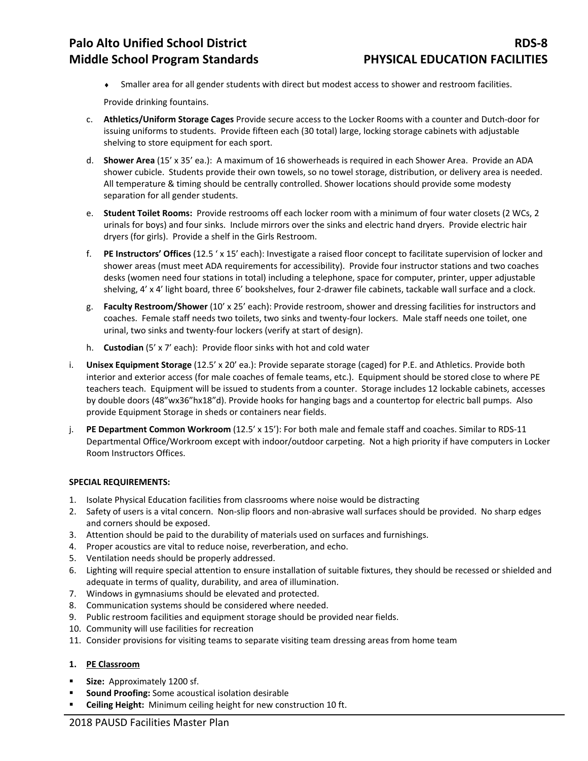- Smaller area for all gender students with direct but modest access to shower and restroom facilities.

  Provide drinking fountains.

c. **Athletics/Uniform Storage Cages** Provide secure access to the Locker Rooms with a counter and Dutch-door for issuing uniforms to students. Provide fifteen each (30 total) large, locking storage cabinets with adjustable shelving to store equipment for each sport.

d. **Shower Area** (15' x 35' ea.): A maximum of 16 showerheads is required in each Shower Area. Provide an ADA shower cubicle. Students provide their own towels, so no towel storage, distribution, or delivery area is needed. All temperature & timing should be centrally controlled. Shower locations should provide some modesty separation for all gender students.

e. **Student Toilet Rooms:** Provide restrooms off each locker room with a minimum of four water closets (2 WCs, 2 urinals for boys) and four sinks. Include mirrors over the sinks and electric hand dryers. Provide electric hair dryers (for girls). Provide a shelf in the Girls Restroom.

f. **PE Instructors' Offices** (12.5 ' x 15' each): Investigate a raised floor concept to facilitate supervision of locker and shower areas (must meet ADA requirements for accessibility). Provide four instructor stations and two coaches desks (women need four stations in total) including a telephone, space for computer, printer, upper adjustable shelving, 4' x 4' light board, three 6' bookshelves, four 2-drawer file cabinets, tackable wall surface and a clock.

g. **Faculty Restroom/Shower** (10' x 25' each): Provide restroom, shower and dressing facilities for instructors and coaches. Female staff needs two toilets, two sinks and twenty-four lockers. Male staff needs one toilet, one urinal, two sinks and twenty-four lockers (verify at start of design).

h. **Custodian** (5' x 7' each): Provide floor sinks with hot and cold water

i. **Unisex Equipment Storage** (12.5' x 20' ea.): Provide separate storage (caged) for P.E. and Athletics. Provide both interior and exterior access (for male coaches of female teams, etc.). Equipment should be stored close to where PE teachers teach. Equipment will be issued to students from a counter. Storage includes 12 lockable cabinets, accesses by double doors (48"wx36"hx18"d). Provide hooks for hanging bags and a countertop for electric ball pumps. Also provide Equipment Storage in sheds or containers near fields.

j. **PE Department Common Workroom** (12.5' x 15'): For both male and female staff and coaches. Similar to RDS-11 Departmental Office/Workroom except with indoor/outdoor carpeting. Not a high priority if have computers in Locker Room Instructors Offices.

**SPECIAL REQUIREMENTS:**

1. Isolate Physical Education facilities from classrooms where noise would be distracting
2. Safety of users is a vital concern. Non-slip floors and non-abrasive wall surfaces should be provided. No sharp edges and corners should be exposed.
3. Attention should be paid to the durability of materials used on surfaces and furnishings.
4. Proper acoustics are vital to reduce noise, reverberation, and echo.
5. Ventilation needs should be properly addressed.
6. Lighting will require special attention to ensure installation of suitable fixtures, they should be recessed or shielded and adequate in terms of quality, durability, and area of illumination.
7. Windows in gymnasiums should be elevated and protected.
8. Communication systems should be considered where needed.
9. Public restroom facilities and equipment storage should be provided near fields.
10. Community will use facilities for recreation
11. Consider provisions for visiting teams to separate visiting team dressing areas from home team

**1. <u>PE Classroom</u>**

- **Size:** Approximately 1200 sf.
- **Sound Proofing:** Some acoustical isolation desirable
- **Ceiling Height:** Minimum ceiling height for new construction 10 ft.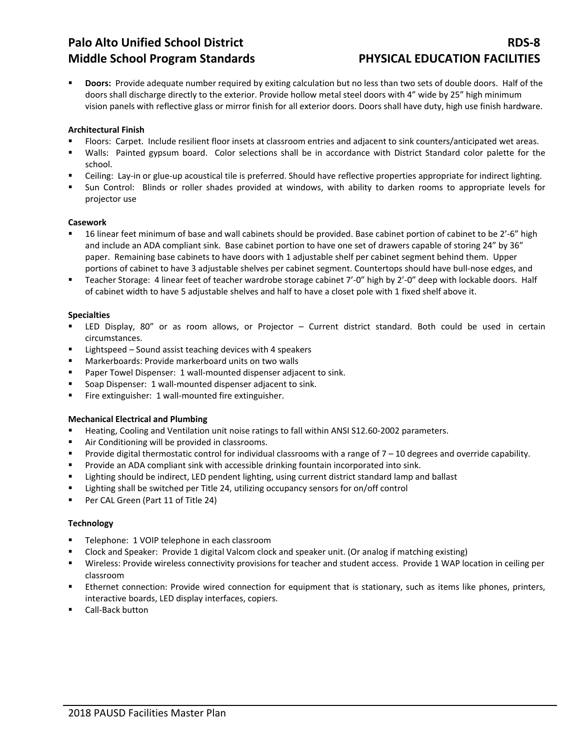- **Doors:** Provide adequate number required by exiting calculation but no less than two sets of double doors. Half of the doors shall discharge directly to the exterior. Provide hollow metal steel doors with 4" wide by 25" high minimum vision panels with reflective glass or mirror finish for all exterior doors. Doors shall have duty, high use finish hardware.

**Architectural Finish**

- Floors: Carpet. Include resilient floor insets at classroom entries and adjacent to sink counters/anticipated wet areas.
- Walls: Painted gypsum board. Color selections shall be in accordance with District Standard color palette for the school.
- Ceiling: Lay-in or glue-up acoustical tile is preferred. Should have reflective properties appropriate for indirect lighting.
- Sun Control: Blinds or roller shades provided at windows, with ability to darken rooms to appropriate levels for projector use

**Casework**

- 16 linear feet minimum of base and wall cabinets should be provided. Base cabinet portion of cabinet to be 2'-6" high and include an ADA compliant sink. Base cabinet portion to have one set of drawers capable of storing 24" by 36" paper. Remaining base cabinets to have doors with 1 adjustable shelf per cabinet segment behind them. Upper portions of cabinet to have 3 adjustable shelves per cabinet segment. Countertops should have bull-nose edges, and
- Teacher Storage: 4 linear feet of teacher wardrobe storage cabinet 7'-0" high by 2'-0" deep with lockable doors. Half of cabinet width to have 5 adjustable shelves and half to have a closet pole with 1 fixed shelf above it.

**Specialties**

- LED Display, 80" or as room allows, or Projector – Current district standard. Both could be used in certain circumstances.
- Lightspeed – Sound assist teaching devices with 4 speakers
- Markerboards: Provide markerboard units on two walls
- Paper Towel Dispenser: 1 wall-mounted dispenser adjacent to sink.
- Soap Dispenser: 1 wall-mounted dispenser adjacent to sink.
- Fire extinguisher: 1 wall-mounted fire extinguisher.

**Mechanical Electrical and Plumbing**

- Heating, Cooling and Ventilation unit noise ratings to fall within ANSI S12.60-2002 parameters.
- Air Conditioning will be provided in classrooms.
- Provide digital thermostatic control for individual classrooms with a range of 7 – 10 degrees and override capability.
- Provide an ADA compliant sink with accessible drinking fountain incorporated into sink.
- Lighting should be indirect, LED pendent lighting, using current district standard lamp and ballast
- Lighting shall be switched per Title 24, utilizing occupancy sensors for on/off control
- Per CAL Green (Part 11 of Title 24)

**Technology**

- Telephone: 1 VOIP telephone in each classroom
- Clock and Speaker: Provide 1 digital Valcom clock and speaker unit. (Or analog if matching existing)
- Wireless: Provide wireless connectivity provisions for teacher and student access. Provide 1 WAP location in ceiling per classroom
- Ethernet connection: Provide wired connection for equipment that is stationary, such as items like phones, printers, interactive boards, LED display interfaces, copiers.
- Call-Back button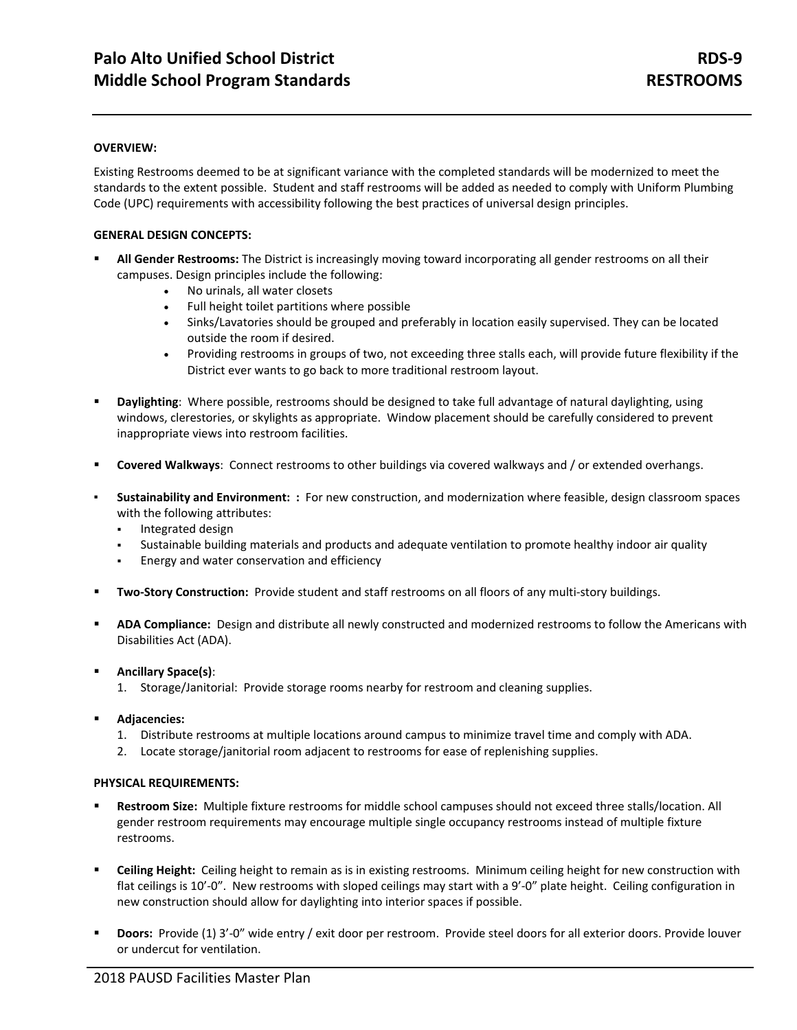**OVERVIEW:**

Existing Restrooms deemed to be at significant variance with the completed standards will be modernized to meet the standards to the extent possible. Student and staff restrooms will be added as needed to comply with Uniform Plumbing Code (UPC) requirements with accessibility following the best practices of universal design principles.

**GENERAL DESIGN CONCEPTS:**

- **All Gender Restrooms:** The District is increasingly moving toward incorporating all gender restrooms on all their campuses. Design principles include the following:
  - No urinals, all water closets
  - Full height toilet partitions where possible
  - Sinks/Lavatories should be grouped and preferably in location easily supervised. They can be located outside the room if desired.
  - Providing restrooms in groups of two, not exceeding three stalls each, will provide future flexibility if the District ever wants to go back to more traditional restroom layout.

- **Daylighting**: Where possible, restrooms should be designed to take full advantage of natural daylighting, using windows, clerestories, or skylights as appropriate. Window placement should be carefully considered to prevent inappropriate views into restroom facilities.

- **Covered Walkways**: Connect restrooms to other buildings via covered walkways and / or extended overhangs.

- **Sustainability and Environment: :** For new construction, and modernization where feasible, design classroom spaces with the following attributes:
  - Integrated design
  - Sustainable building materials and products and adequate ventilation to promote healthy indoor air quality
  - Energy and water conservation and efficiency

- **Two-Story Construction:** Provide student and staff restrooms on all floors of any multi-story buildings.

- **ADA Compliance:** Design and distribute all newly constructed and modernized restrooms to follow the Americans with Disabilities Act (ADA).

- **Ancillary Space(s)**:
  1. Storage/Janitorial: Provide storage rooms nearby for restroom and cleaning supplies.

- **Adjacencies:**
  1. Distribute restrooms at multiple locations around campus to minimize travel time and comply with ADA.
  2. Locate storage/janitorial room adjacent to restrooms for ease of replenishing supplies.

**PHYSICAL REQUIREMENTS:**

- **Restroom Size:** Multiple fixture restrooms for middle school campuses should not exceed three stalls/location. All gender restroom requirements may encourage multiple single occupancy restrooms instead of multiple fixture restrooms.

- **Ceiling Height:** Ceiling height to remain as is in existing restrooms. Minimum ceiling height for new construction with flat ceilings is 10'-0". New restrooms with sloped ceilings may start with a 9'-0" plate height. Ceiling configuration in new construction should allow for daylighting into interior spaces if possible.

- **Doors:** Provide (1) 3'-0" wide entry / exit door per restroom. Provide steel doors for all exterior doors. Provide louver or undercut for ventilation.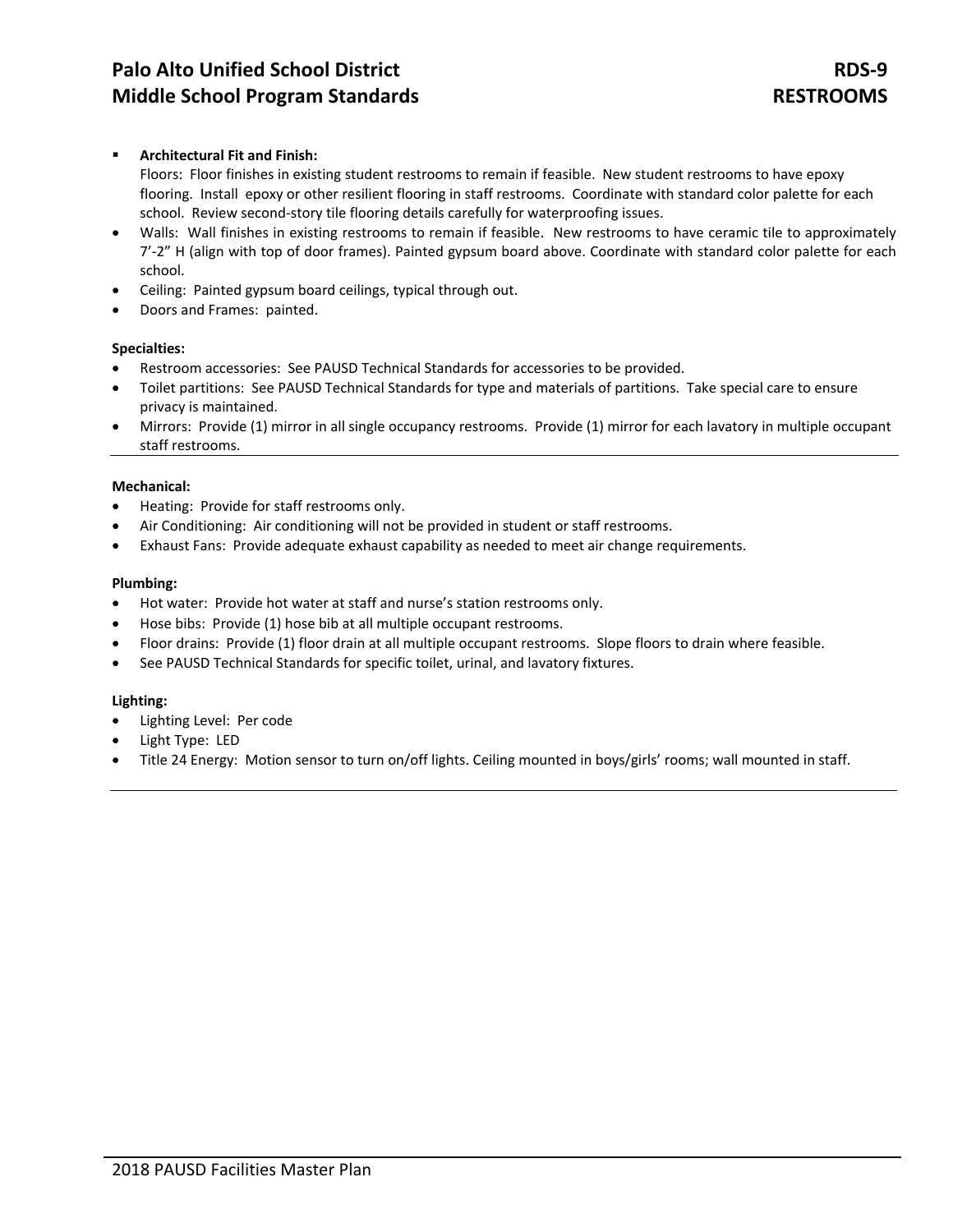- **Architectural Fit and Finish:**
  Floors: Floor finishes in existing student restrooms to remain if feasible. New student restrooms to have epoxy flooring. Install epoxy or other resilient flooring in staff restrooms. Coordinate with standard color palette for each school. Review second-story tile flooring details carefully for waterproofing issues.
- Walls: Wall finishes in existing restrooms to remain if feasible. New restrooms to have ceramic tile to approximately 7'-2" H (align with top of door frames). Painted gypsum board above. Coordinate with standard color palette for each school.
- Ceiling: Painted gypsum board ceilings, typical through out.
- Doors and Frames: painted.

**Specialties:**

- Restroom accessories: See PAUSD Technical Standards for accessories to be provided.
- Toilet partitions: See PAUSD Technical Standards for type and materials of partitions. Take special care to ensure privacy is maintained.
- Mirrors: Provide (1) mirror in all single occupancy restrooms. Provide (1) mirror for each lavatory in multiple occupant staff restrooms.

**Mechanical:**

- Heating: Provide for staff restrooms only.
- Air Conditioning: Air conditioning will not be provided in student or staff restrooms.
- Exhaust Fans: Provide adequate exhaust capability as needed to meet air change requirements.

**Plumbing:**

- Hot water: Provide hot water at staff and nurse's station restrooms only.
- Hose bibs: Provide (1) hose bib at all multiple occupant restrooms.
- Floor drains: Provide (1) floor drain at all multiple occupant restrooms. Slope floors to drain where feasible.
- See PAUSD Technical Standards for specific toilet, urinal, and lavatory fixtures.

**Lighting:**

- Lighting Level: Per code
- Light Type: LED
- Title 24 Energy: Motion sensor to turn on/off lights. Ceiling mounted in boys/girls' rooms; wall mounted in staff.